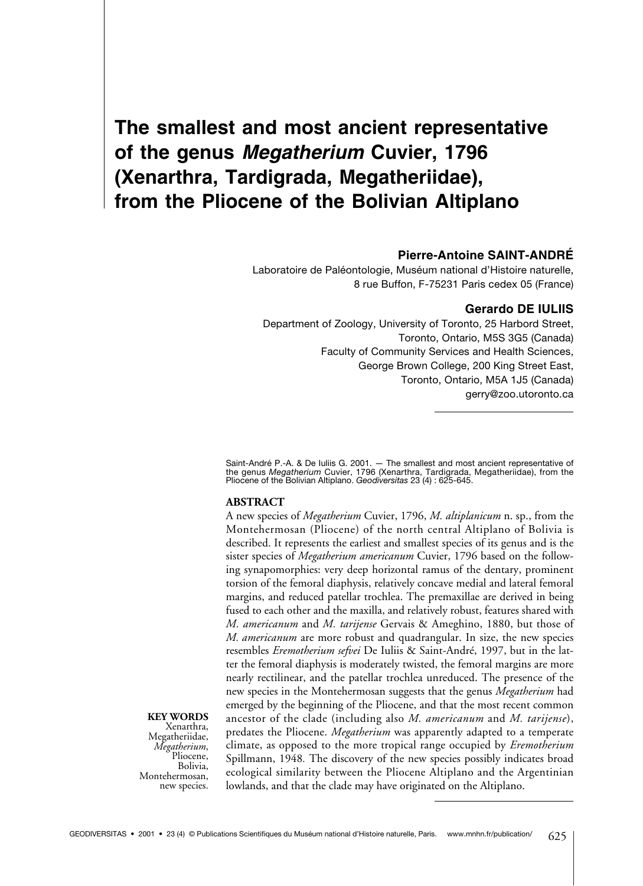# The smallest and most ancient representative of the genus *Megatherium* Cuvier, 1796 (Xenarthra, Tardigrada, Megatheriidae), from the Pliocene of the Bolivian Altiplano

**Pierre-Antoine SAINT-ANDRÉ**

Laboratoire de Paléontologie, Muséum national d'Histoire naturelle,
8 rue Buffon, F-75231 Paris cedex 05 (France)

**Gerardo DE IULIIS**

Department of Zoology, University of Toronto, 25 Harbord Street,
Toronto, Ontario, M5S 3G5 (Canada)
Faculty of Community Services and Health Sciences,
George Brown College, 200 King Street East,
Toronto, Ontario, M5A 1J5 (Canada)
gerry@zoo.utoronto.ca

Saint-André P.-A. & De Iuliis G. 2001. — The smallest and most ancient representative of the genus *Megatherium* Cuvier, 1796 (Xenarthra, Tardigrada, Megatheriidae), from the Pliocene of the Bolivian Altiplano. *Geodiversitas* 23 (4) : 625-645.

## ABSTRACT

A new species of *Megatherium* Cuvier, 1796, *M. altiplanicum* n. sp., from the Montehermosan (Pliocene) of the north central Altiplano of Bolivia is described. It represents the earliest and smallest species of its genus and is the sister species of *Megatherium americanum* Cuvier, 1796 based on the following synapomorphies: very deep horizontal ramus of the dentary, prominent torsion of the femoral diaphysis, relatively concave medial and lateral femoral margins, and reduced patellar trochlea. The premaxillae are derived in being fused to each other and the maxilla, and relatively robust, features shared with *M. americanum* and *M. tarijense* Gervais & Ameghino, 1880, but those of *M. americanum* are more robust and quadrangular. In size, the new species resembles *Eremotherium sefvei* De Iuliis & Saint-André, 1997, but in the latter the femoral diaphysis is moderately twisted, the femoral margins are more nearly rectilinear, and the patellar trochlea unreduced. The presence of the new species in the Montehermosan suggests that the genus *Megatherium* had emerged by the beginning of the Pliocene, and that the most recent common ancestor of the clade (including also *M. americanum* and *M. tarijense*), predates the Pliocene. *Megatherium* was apparently adapted to a temperate climate, as opposed to the more tropical range occupied by *Eremotherium* Spillmann, 1948. The discovery of the new species possibly indicates broad ecological similarity between the Pliocene Altiplano and the Argentinian lowlands, and that the clade may have originated on the Altiplano.

**KEY WORDS**
Xenarthra,
Megatheriidae,
*Megatherium*,
Pliocene,
Bolivia,
Montehermosan,
new species.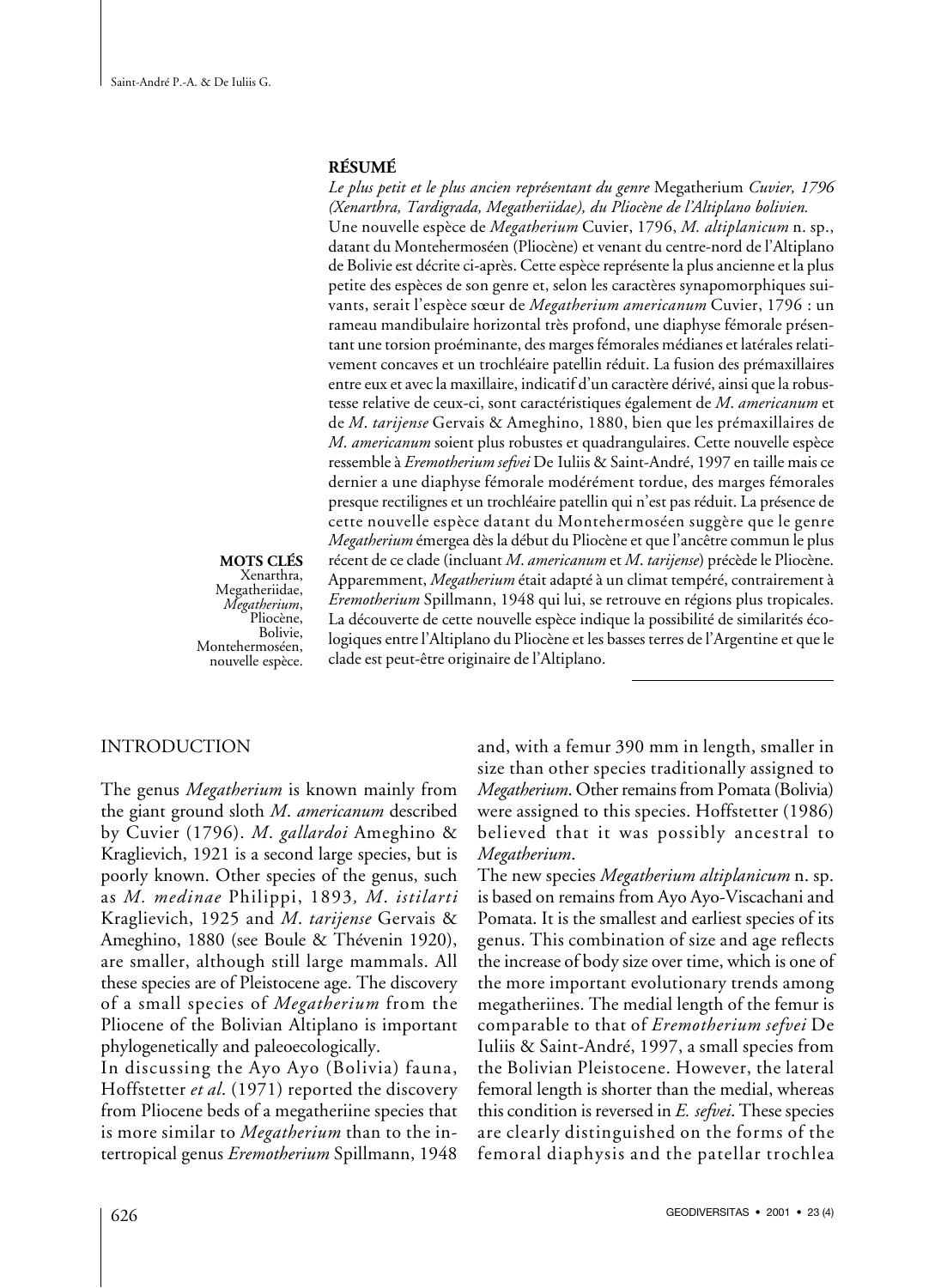## RÉSUMÉ

*Le plus petit et le plus ancien représentant du genre* Megatherium *Cuvier, 1796 (Xenarthra, Tardigrada, Megatheriidae), du Pliocène de l'Altiplano bolivien.*

Une nouvelle espèce de *Megatherium* Cuvier, 1796, *M. altiplanicum* n. sp., datant du Montehermoséen (Pliocène) et venant du centre-nord de l'Altiplano de Bolivie est décrite ci-après. Cette espèce représente la plus ancienne et la plus petite des espèces de son genre et, selon les caractères synapomorphiques suivants, serait l'espèce sœur de *Megatherium americanum* Cuvier, 1796 : un rameau mandibulaire horizontal très profond, une diaphyse fémorale présentant une torsion proéminante, des marges fémorales médianes et latérales relativement concaves et un trochléaire patellin réduit. La fusion des prémaxillaires entre eux et avec la maxillaire, indicatif d'un caractère dérivé, ainsi que la robustesse relative de ceux-ci, sont caractéristiques également de *M. americanum* et de *M. tarijense* Gervais & Ameghino, 1880, bien que les prémaxillaires de *M. americanum* soient plus robustes et quadrangulaires. Cette nouvelle espèce ressemble à *Eremotherium sefvei* De Iuliis & Saint-André, 1997 en taille mais ce dernier a une diaphyse fémorale modérément tordue, des marges fémorales presque rectilignes et un trochléaire patellin qui n'est pas réduit. La présence de cette nouvelle espèce datant du Montehermoséen suggère que le genre *Megatherium* émergea dès la début du Pliocène et que l'ancêtre commun le plus récent de ce clade (incluant *M. americanum* et *M. tarijense*) précède le Pliocène. Apparemment, *Megatherium* était adapté à un climat tempéré, contrairement à *Eremotherium* Spillmann, 1948 qui lui, se retrouve en régions plus tropicales. La découverte de cette nouvelle espèce indique la possibilité de similarités écologiques entre l'Altiplano du Pliocène et les basses terres de l'Argentine et que le clade est peut-être originaire de l'Altiplano.

**MOTS CLÉS**
Xenarthra, Megatheriidae, *Megatherium*, Pliocène, Bolivie, Montehermoséen, nouvelle espèce.

## INTRODUCTION

The genus *Megatherium* is known mainly from the giant ground sloth *M. americanum* described by Cuvier (1796). *M. gallardoi* Ameghino & Kraglievich, 1921 is a second large species, but is poorly known. Other species of the genus, such as *M. medinae* Philippi, 1893, *M. istilarti* Kraglievich, 1925 and *M. tarijense* Gervais & Ameghino, 1880 (see Boule & Thévenin 1920), are smaller, although still large mammals. All these species are of Pleistocene age. The discovery of a small species of *Megatherium* from the Pliocene of the Bolivian Altiplano is important phylogenetically and paleoecologically.

In discussing the Ayo Ayo (Bolivia) fauna, Hoffstetter *et al*. (1971) reported the discovery from Pliocene beds of a megatheriine species that is more similar to *Megatherium* than to the intertropical genus *Eremotherium* Spillmann, 1948 and, with a femur 390 mm in length, smaller in size than other species traditionally assigned to *Megatherium*. Other remains from Pomata (Bolivia) were assigned to this species. Hoffstetter (1986) believed that it was possibly ancestral to *Megatherium*.

The new species *Megatherium altiplanicum* n. sp. is based on remains from Ayo Ayo-Viscachani and Pomata. It is the smallest and earliest species of its genus. This combination of size and age reflects the increase of body size over time, which is one of the more important evolutionary trends among megatheriines. The medial length of the femur is comparable to that of *Eremotherium sefvei* De Iuliis & Saint-André, 1997, a small species from the Bolivian Pleistocene. However, the lateral femoral length is shorter than the medial, whereas this condition is reversed in *E. sefvei*. These species are clearly distinguished on the forms of the femoral diaphysis and the patellar trochlea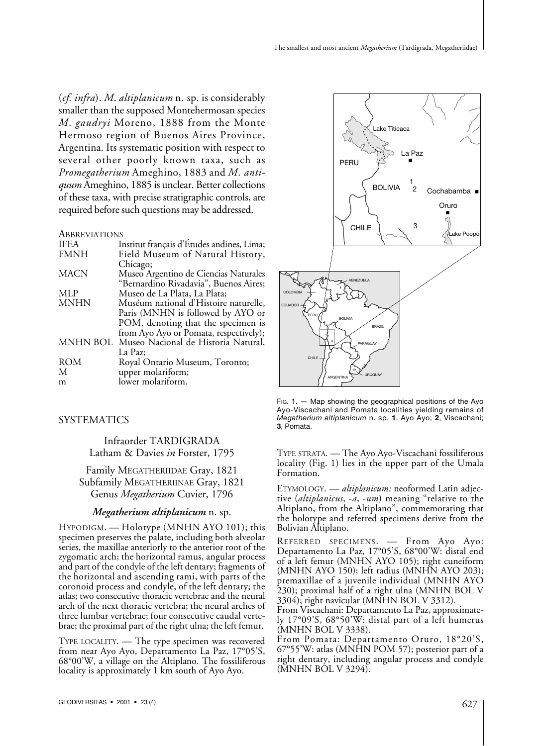(*cf. infra*). *M. altiplanicum* n. sp. is considerably smaller than the supposed Montehermosan species *M. gaudryi* Moreno, 1888 from the Monte Hermoso region of Buenos Aires Province, Argentina. Its systematic position with respect to several other poorly known taxa, such as *Promegatherium* Ameghino, 1883 and *M. antiquum* Ameghino, 1885 is unclear. Better collections of these taxa, with precise stratigraphic controls, are required before such questions may be addressed.

ABBREVIATIONS

| | |
|---|---|
| IFEA | Institut français d'Études andines, Lima; |
| FMNH | Field Museum of Natural History, Chicago; |
| MACN | Museo Argentino de Ciencias Naturales "Bernardino Rivadavia", Buenos Aires; |
| MLP | Museo de La Plata, La Plata; |
| MNHN | Muséum national d'Histoire naturelle, Paris (MNHN is followed by AYO or POM, denoting that the specimen is from Ayo Ayo or Pomata, respectively); |
| MNHN BOL | Museo Nacional de Historia Natural, La Paz; |
| ROM | Royal Ontario Museum, Toronto; |
| M | upper molariform; |
| m | lower molariform. |

## SYSTEMATICS

Infraorder TARDIGRADA
Latham & Davies *in* Forster, 1795

Family MEGATHERIIDAE Gray, 1821
Subfamily MEGATHERIINAE Gray, 1821
Genus *Megatherium* Cuvier, 1796

### *Megatherium altiplanicum* n. sp.

HYPODIGM. — Holotype (MNHN AYO 101); this specimen preserves the palate, including both alveolar series, the maxillae anteriorly to the anterior root of the zygomatic arch; the horizontal ramus, angular process and part of the condyle of the left dentary; fragments of the horizontal and ascending rami, with parts of the coronoid process and condyle, of the left dentary; the atlas; two consecutive thoracic vertebrae and the neural arch of the next thoracic vertebra; the neural arches of three lumbar vertebrae; four consecutive caudal vertebrae; the proximal part of the right ulna; the left femur.

TYPE LOCALITY. — The type specimen was recovered from near Ayo Ayo, Departamento La Paz, 17°05'S, 68°00'W, a village on the Altiplano. The fossiliferous locality is approximately 1 km south of Ayo Ayo.

FIG. 1. — Map showing the geographical positions of the Ayo Ayo-Viscachani and Pomata localities yielding remains of *Megatherium altiplanicum* n. sp. **1**, Ayo Ayo; **2**, Viscachani; **3**, Pomata.

TYPE STRATA. — The Ayo Ayo-Viscachani fossiliferous locality (Fig. 1) lies in the upper part of the Umala Formation.

ETYMOLOGY. — *altiplanicum:* neoformed Latin adjective (*altiplanicus*, *-a*, *-um*) meaning "relative to the Altiplano, from the Altiplano", commemorating that the holotype and referred specimens derive from the Bolivian Altiplano.

REFERRED SPECIMENS. — From Ayo Ayo: Departamento La Paz, 17°05'S, 68°00'W: distal end of a left femur (MNHN AYO 105); right cuneiform (MNHN AYO 150); left radius (MNHN AYO 203); premaxillae of a juvenile individual (MNHN AYO 230); proximal half of a right ulna (MNHN BOL V 3304); right navicular (MNHN BOL V 3312).
From Viscachani: Departamento La Paz, approximately 17°09'S, 68°50'W: distal part of a left humerus (MNHN BOL V 3338).
From Pomata: Departamento Oruro, 18°20'S, 67°55'W: atlas (MNHN POM 57); posterior part of a right dentary, including angular process and condyle (MNHN BOL V 3294).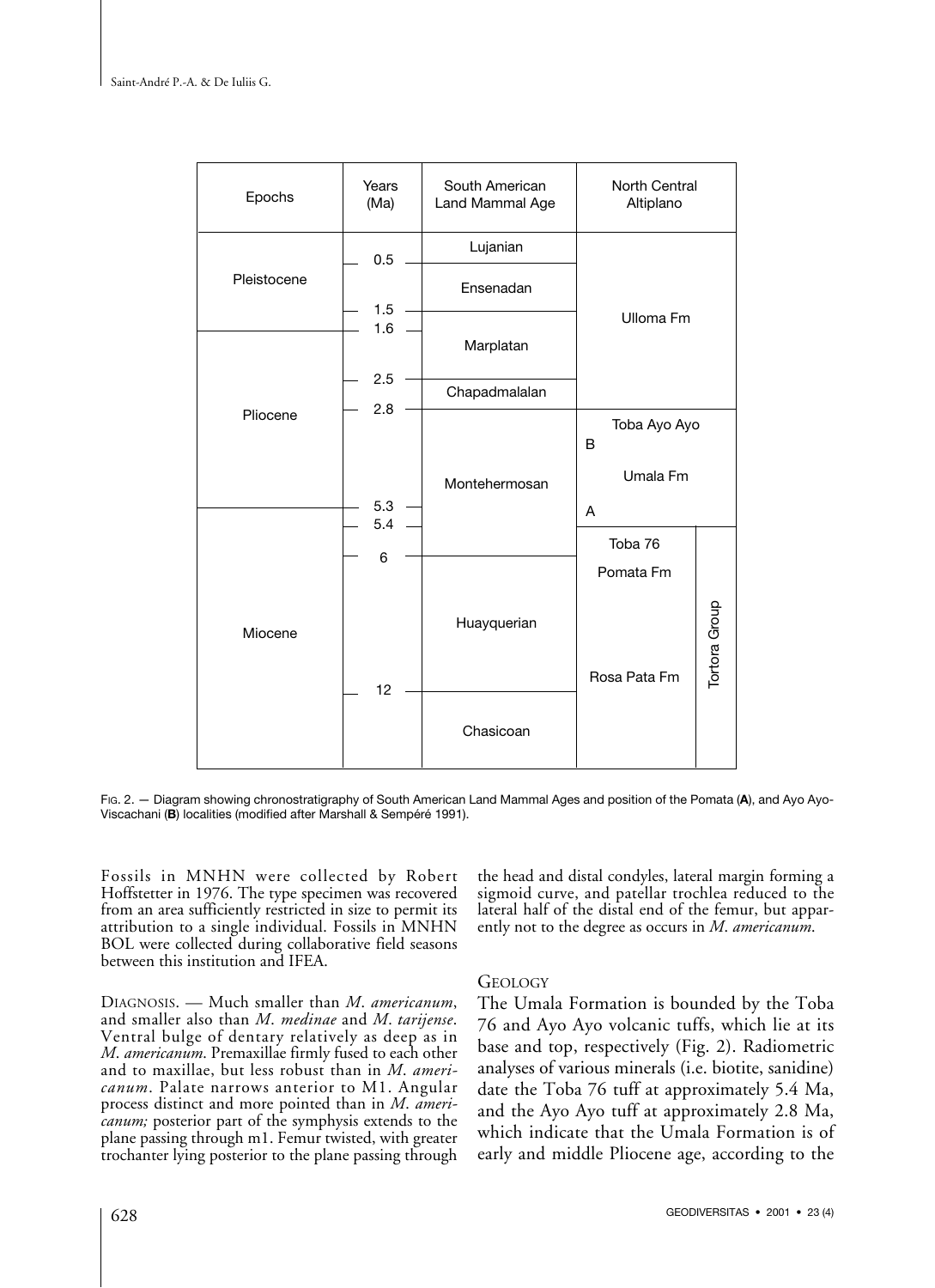| Epochs | Years (Ma) | South American Land Mammal Age | North Central Altiplano | |
|---|---|---|---|---|
| Pleistocene | 0.5 | Lujanian | Ulloma Fm | |
| | | Ensenadan | | |
| | 1.5 | Marplatan | | |
| Pliocene | 1.6 | | | |
| | 2.5 | Chapadmalalan | | |
| | 2.8 | Montehermosan | Toba Ayo Ayo | |
| | | | B | |
| | | | Umala Fm | |
| | | | A | |
| Miocene | 5.3 | | | |
| | 5.4 | | Toba 76 | Tortora Group |
| | 6 | Huayquerian | Pomata Fm | |
| | | | Rosa Pata Fm | |
| | 12 | Chasicoan | | |

Fig. 2. — Diagram showing chronostratigraphy of South American Land Mammal Ages and position of the Pomata (**A**), and Ayo Ayo-Viscachani (**B**) localities (modified after Marshall & Sempéré 1991).

Fossils in MNHN were collected by Robert Hoffstetter in 1976. The type specimen was recovered from an area sufficiently restricted in size to permit its attribution to a single individual. Fossils in MNHN BOL were collected during collaborative field seasons between this institution and IFEA.

Diagnosis. — Much smaller than *M. americanum*, and smaller also than *M. medinae* and *M. tarijense*. Ventral bulge of dentary relatively as deep as in *M. americanum*. Premaxillae firmly fused to each other and to maxillae, but less robust than in *M. americanum*. Palate narrows anterior to M1. Angular process distinct and more pointed than in *M. americanum;* posterior part of the symphysis extends to the plane passing through m1. Femur twisted, with greater trochanter lying posterior to the plane passing through the head and distal condyles, lateral margin forming a sigmoid curve, and patellar trochlea reduced to the lateral half of the distal end of the femur, but apparently not to the degree as occurs in *M. americanum*.

## Geology

The Umala Formation is bounded by the Toba 76 and Ayo Ayo volcanic tuffs, which lie at its base and top, respectively (Fig. 2). Radiometric analyses of various minerals (i.e. biotite, sanidine) date the Toba 76 tuff at approximately 5.4 Ma, and the Ayo Ayo tuff at approximately 2.8 Ma, which indicate that the Umala Formation is of early and middle Pliocene age, according to the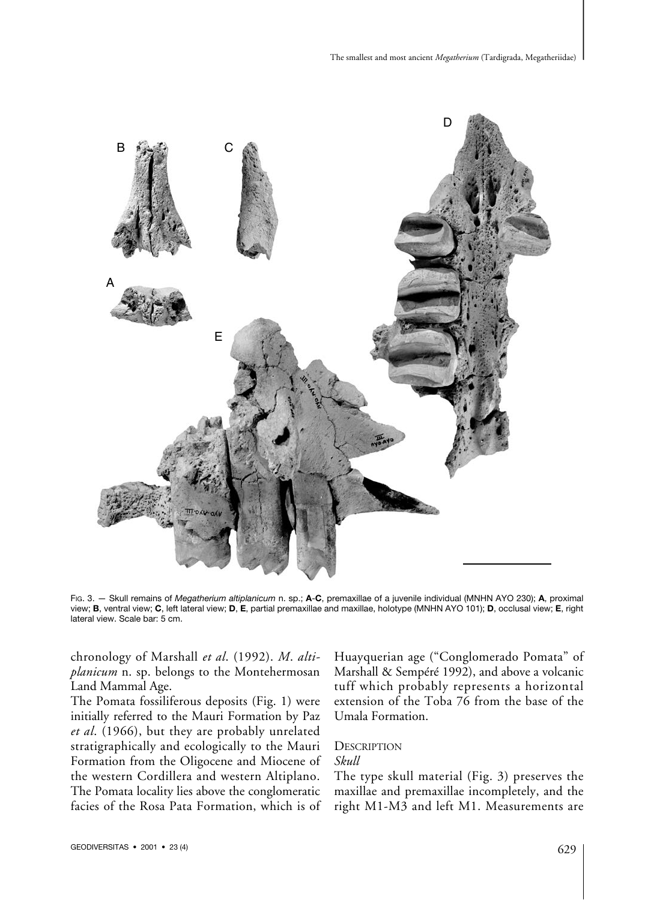FIG. 3. — Skull remains of *Megatherium altiplanicum* n. sp.; **A**-**C**, premaxillae of a juvenile individual (MNHN AYO 230); **A**, proximal view; **B**, ventral view; **C**, left lateral view; **D**, **E**, partial premaxillae and maxillae, holotype (MNHN AYO 101); **D**, occlusal view; **E**, right lateral view. Scale bar: 5 cm.

chronology of Marshall *et al*. (1992). *M. altiplanicum* n. sp. belongs to the Montehermosan Land Mammal Age.

The Pomata fossiliferous deposits (Fig. 1) were initially referred to the Mauri Formation by Paz *et al*. (1966), but they are probably unrelated stratigraphically and ecologically to the Mauri Formation from the Oligocene and Miocene of the western Cordillera and western Altiplano. The Pomata locality lies above the conglomeratic facies of the Rosa Pata Formation, which is of Huayquerian age ("Conglomerado Pomata" of Marshall & Sempéré 1992), and above a volcanic tuff which probably represents a horizontal extension of the Toba 76 from the base of the Umala Formation.

## DESCRIPTION

### *Skull*

The type skull material (Fig. 3) preserves the maxillae and premaxillae incompletely, and the right M1-M3 and left M1. Measurements are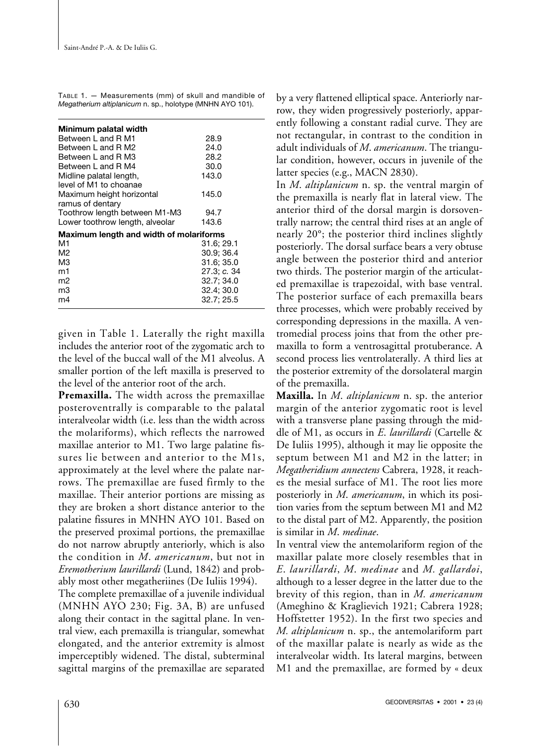TABLE 1. — Measurements (mm) of skull and mandible of *Megatherium altiplanicum* n. sp., holotype (MNHN AYO 101).

| | |
|---|---|
| **Minimum palatal width** | |
| Between L and R M1 | 28.9 |
| Between L and R M2 | 24.0 |
| Between L and R M3 | 28.2 |
| Between L and R M4 | 30.0 |
| Midline palatal length, level of M1 to choanae | 143.0 |
| Maximum height horizontal ramus of dentary | 145.0 |
| Toothrow length between M1-M3 | 94.7 |
| Lower toothrow length, alveolar | 143.6 |
| **Maximum length and width of molariforms** | |
| M1 | 31.6; 29.1 |
| M2 | 30.9; 36.4 |
| M3 | 31.6; 35.0 |
| m1 | 27.3; *c.* 34 |
| m2 | 32.7; 34.0 |
| m3 | 32.4; 30.0 |
| m4 | 32.7; 25.5 |

given in Table 1. Laterally the right maxilla includes the anterior root of the zygomatic arch to the level of the buccal wall of the M1 alveolus. A smaller portion of the left maxilla is preserved to the level of the anterior root of the arch.

**Premaxilla.** The width across the premaxillae posteroventrally is comparable to the palatal interalveolar width (i.e. less than the width across the molariforms), which reflects the narrowed maxillae anterior to M1. Two large palatine fissures lie between and anterior to the M1s, approximately at the level where the palate narrows. The premaxillae are fused firmly to the maxillae. Their anterior portions are missing as they are broken a short distance anterior to the palatine fissures in MNHN AYO 101. Based on the preserved proximal portions, the premaxillae do not narrow abruptly anteriorly, which is also the condition in *M. americanum*, but not in *Eremotherium laurillardi* (Lund, 1842) and probably most other megatheriines (De Iuliis 1994).

The complete premaxillae of a juvenile individual (MNHN AYO 230; Fig. 3A, B) are unfused along their contact in the sagittal plane. In ventral view, each premaxilla is triangular, somewhat elongated, and the anterior extremity is almost imperceptibly widened. The distal, subterminal sagittal margins of the premaxillae are separated by a very flattened elliptical space. Anteriorly narrow, they widen progressively posteriorly, apparently following a constant radial curve. They are not rectangular, in contrast to the condition in adult individuals of *M. americanum*. The triangular condition, however, occurs in juvenile of the latter species (e.g., MACN 2830).

In *M. altiplanicum* n. sp. the ventral margin of the premaxilla is nearly flat in lateral view. The anterior third of the dorsal margin is dorsoventrally narrow; the central third rises at an angle of nearly 20°; the posterior third inclines slightly posteriorly. The dorsal surface bears a very obtuse angle between the posterior third and anterior two thirds. The posterior margin of the articulated premaxillae is trapezoidal, with base ventral. The posterior surface of each premaxilla bears three processes, which were probably received by corresponding depressions in the maxilla. A ventromedial process joins that from the other premaxilla to form a ventrosagittal protuberance. A second process lies ventrolaterally. A third lies at the posterior extremity of the dorsolateral margin of the premaxilla.

**Maxilla.** In *M. altiplanicum* n. sp. the anterior margin of the anterior zygomatic root is level with a transverse plane passing through the middle of M1, as occurs in *E. laurillardi* (Cartelle & De Iuliis 1995), although it may lie opposite the septum between M1 and M2 in the latter; in *Megatheridium annectens* Cabrera, 1928, it reaches the mesial surface of M1. The root lies more posteriorly in *M. americanum*, in which its position varies from the septum between M1 and M2 to the distal part of M2. Apparently, the position is similar in *M. medinae*.

In ventral view the antemolariform region of the maxillar palate more closely resembles that in *E. laurillardi*, *M. medinae* and *M. gallardoi*, although to a lesser degree in the latter due to the brevity of this region, than in *M. americanum* (Ameghino & Kraglievich 1921; Cabrera 1928; Hoffstetter 1952). In the first two species and *M. altiplanicum* n. sp., the antemolariform part of the maxillar palate is nearly as wide as the interalveolar width. Its lateral margins, between M1 and the premaxillae, are formed by « deux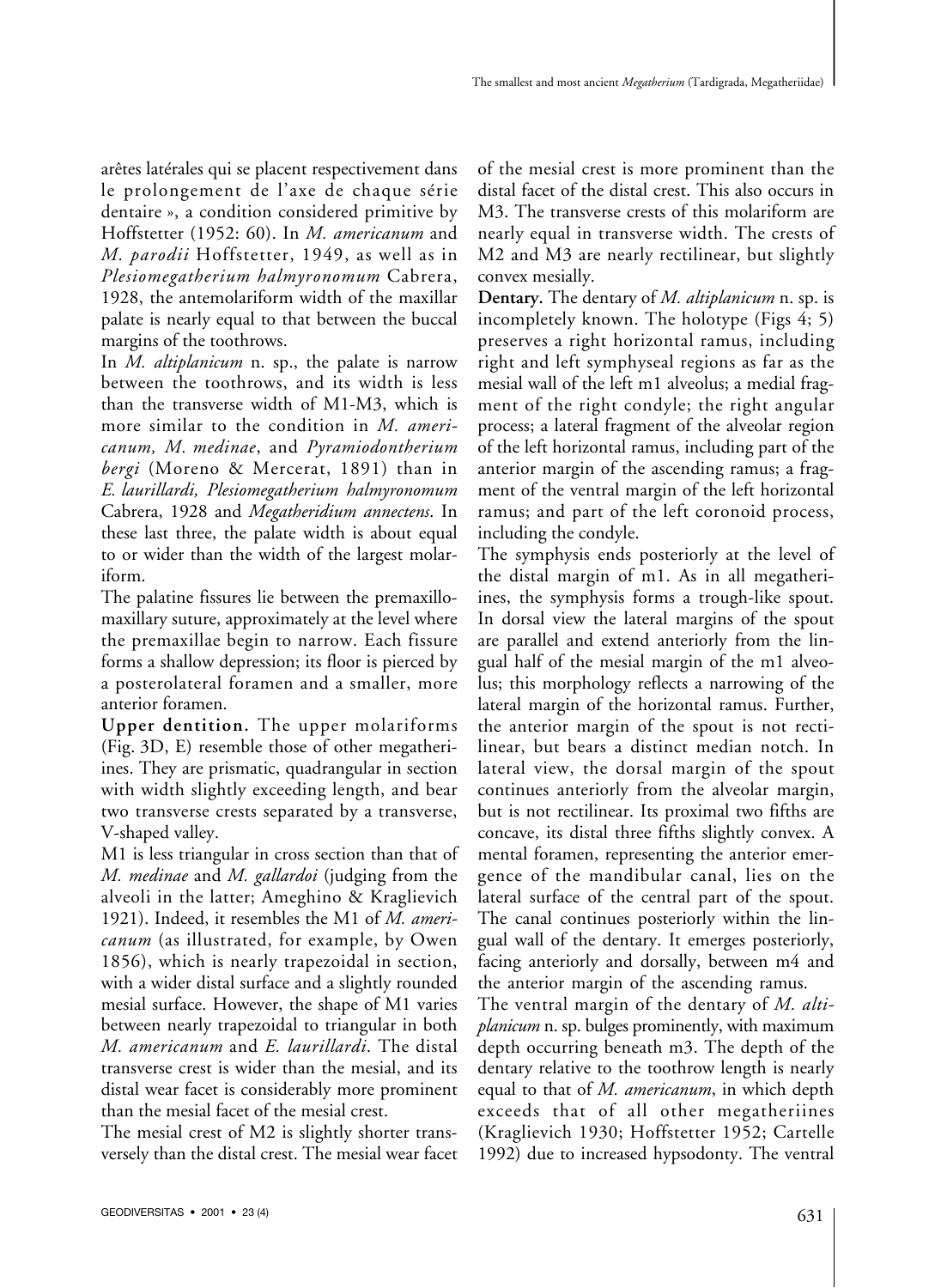arêtes latérales qui se placent respectivement dans le prolongement de l'axe de chaque série dentaire », a condition considered primitive by Hoffstetter (1952: 60). In *M. americanum* and *M. parodii* Hoffstetter, 1949, as well as in *Plesiomegatherium halmyronomum* Cabrera, 1928, the antemolariform width of the maxillar palate is nearly equal to that between the buccal margins of the toothrows.

In *M. altiplanicum* n. sp., the palate is narrow between the toothrows, and its width is less than the transverse width of M1-M3, which is more similar to the condition in *M. americanum, M. medinae*, and *Pyramiodontherium bergi* (Moreno & Mercerat, 1891) than in *E. laurillardi, Plesiomegatherium halmyronomum* Cabrera, 1928 and *Megatheridium annectens*. In these last three, the palate width is about equal to or wider than the width of the largest molariform.

The palatine fissures lie between the premaxillomaxillary suture, approximately at the level where the premaxillae begin to narrow. Each fissure forms a shallow depression; its floor is pierced by a posterolateral foramen and a smaller, more anterior foramen.

**Upper dentition.** The upper molariforms (Fig. 3D, E) resemble those of other megatheriines. They are prismatic, quadrangular in section with width slightly exceeding length, and bear two transverse crests separated by a transverse, V-shaped valley.

M1 is less triangular in cross section than that of *M. medinae* and *M. gallardoi* (judging from the alveoli in the latter; Ameghino & Kraglievich 1921). Indeed, it resembles the M1 of *M. americanum* (as illustrated, for example, by Owen 1856), which is nearly trapezoidal in section, with a wider distal surface and a slightly rounded mesial surface. However, the shape of M1 varies between nearly trapezoidal to triangular in both *M. americanum* and *E. laurillardi*. The distal transverse crest is wider than the mesial, and its distal wear facet is considerably more prominent than the mesial facet of the mesial crest.

The mesial crest of M2 is slightly shorter transversely than the distal crest. The mesial wear facet of the mesial crest is more prominent than the distal facet of the distal crest. This also occurs in M3. The transverse crests of this molariform are nearly equal in transverse width. The crests of M2 and M3 are nearly rectilinear, but slightly convex mesially.

**Dentary.** The dentary of *M. altiplanicum* n. sp. is incompletely known. The holotype (Figs 4; 5) preserves a right horizontal ramus, including right and left symphyseal regions as far as the mesial wall of the left m1 alveolus; a medial fragment of the right condyle; the right angular process; a lateral fragment of the alveolar region of the left horizontal ramus, including part of the anterior margin of the ascending ramus; a fragment of the ventral margin of the left horizontal ramus; and part of the left coronoid process, including the condyle.

The symphysis ends posteriorly at the level of the distal margin of m1. As in all megatheriines, the symphysis forms a trough-like spout. In dorsal view the lateral margins of the spout are parallel and extend anteriorly from the lingual half of the mesial margin of the m1 alveolus; this morphology reflects a narrowing of the lateral margin of the horizontal ramus. Further, the anterior margin of the spout is not rectilinear, but bears a distinct median notch. In lateral view, the dorsal margin of the spout continues anteriorly from the alveolar margin, but is not rectilinear. Its proximal two fifths are concave, its distal three fifths slightly convex. A mental foramen, representing the anterior emergence of the mandibular canal, lies on the lateral surface of the central part of the spout. The canal continues posteriorly within the lingual wall of the dentary. It emerges posteriorly, facing anteriorly and dorsally, between m4 and the anterior margin of the ascending ramus.

The ventral margin of the dentary of *M. altiplanicum* n. sp. bulges prominently, with maximum depth occurring beneath m3. The depth of the dentary relative to the toothrow length is nearly equal to that of *M. americanum*, in which depth exceeds that of all other megatheriines (Kraglievich 1930; Hoffstetter 1952; Cartelle 1992) due to increased hypsodonty. The ventral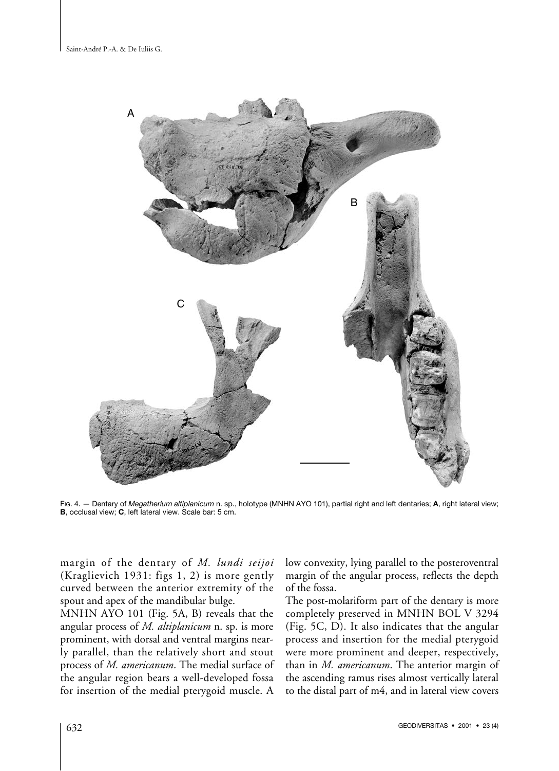FIG. 4. — Dentary of *Megatherium altiplanicum* n. sp., holotype (MNHN AYO 101), partial right and left dentaries; **A**, right lateral view; **B**, occlusal view; **C**, left lateral view. Scale bar: 5 cm.

margin of the dentary of *M. lundi seijoi* (Kraglievich 1931: figs 1, 2) is more gently curved between the anterior extremity of the spout and apex of the mandibular bulge.

MNHN AYO 101 (Fig. 5A, B) reveals that the angular process of *M. altiplanicum* n. sp. is more prominent, with dorsal and ventral margins nearly parallel, than the relatively short and stout process of *M. americanum*. The medial surface of the angular region bears a well-developed fossa for insertion of the medial pterygoid muscle. A low convexity, lying parallel to the posteroventral margin of the angular process, reflects the depth of the fossa.

The post-molariform part of the dentary is more completely preserved in MNHN BOL V 3294 (Fig. 5C, D). It also indicates that the angular process and insertion for the medial pterygoid were more prominent and deeper, respectively, than in *M. americanum*. The anterior margin of the ascending ramus rises almost vertically lateral to the distal part of m4, and in lateral view covers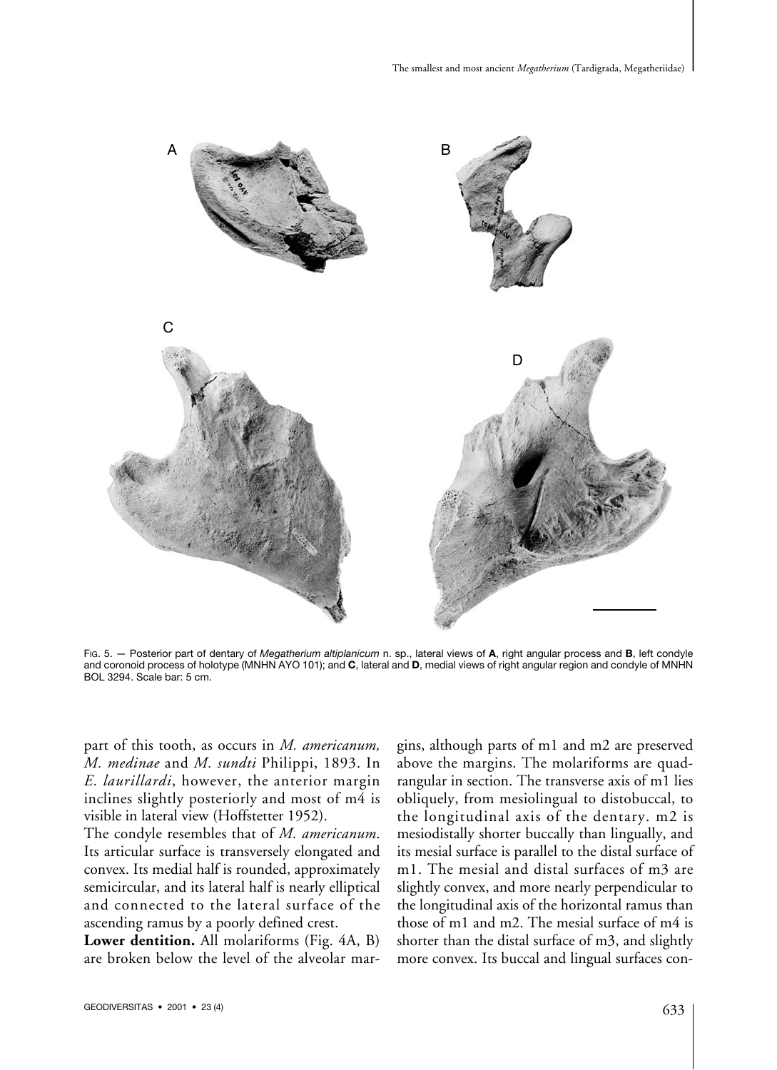FIG. 5. — Posterior part of dentary of *Megatherium altiplanicum* n. sp., lateral views of **A**, right angular process and **B**, left condyle and coronoid process of holotype (MNHN AYO 101); and **C**, lateral and **D**, medial views of right angular region and condyle of MNHN BOL 3294. Scale bar: 5 cm.

part of this tooth, as occurs in *M. americanum, M. medinae* and *M. sundti* Philippi, 1893. In *E. laurillardi*, however, the anterior margin inclines slightly posteriorly and most of m4 is visible in lateral view (Hoffstetter 1952).

The condyle resembles that of *M. americanum*. Its articular surface is transversely elongated and convex. Its medial half is rounded, approximately semicircular, and its lateral half is nearly elliptical and connected to the lateral surface of the ascending ramus by a poorly defined crest.

**Lower dentition.** All molariforms (Fig. 4A, B) are broken below the level of the alveolar margins, although parts of m1 and m2 are preserved above the margins. The molariforms are quadrangular in section. The transverse axis of m1 lies obliquely, from mesiolingual to distobuccal, to the longitudinal axis of the dentary. m2 is mesiodistally shorter buccally than lingually, and its mesial surface is parallel to the distal surface of m1. The mesial and distal surfaces of m3 are slightly convex, and more nearly perpendicular to the longitudinal axis of the horizontal ramus than those of m1 and m2. The mesial surface of m4 is shorter than the distal surface of m3, and slightly more convex. Its buccal and lingual surfaces con-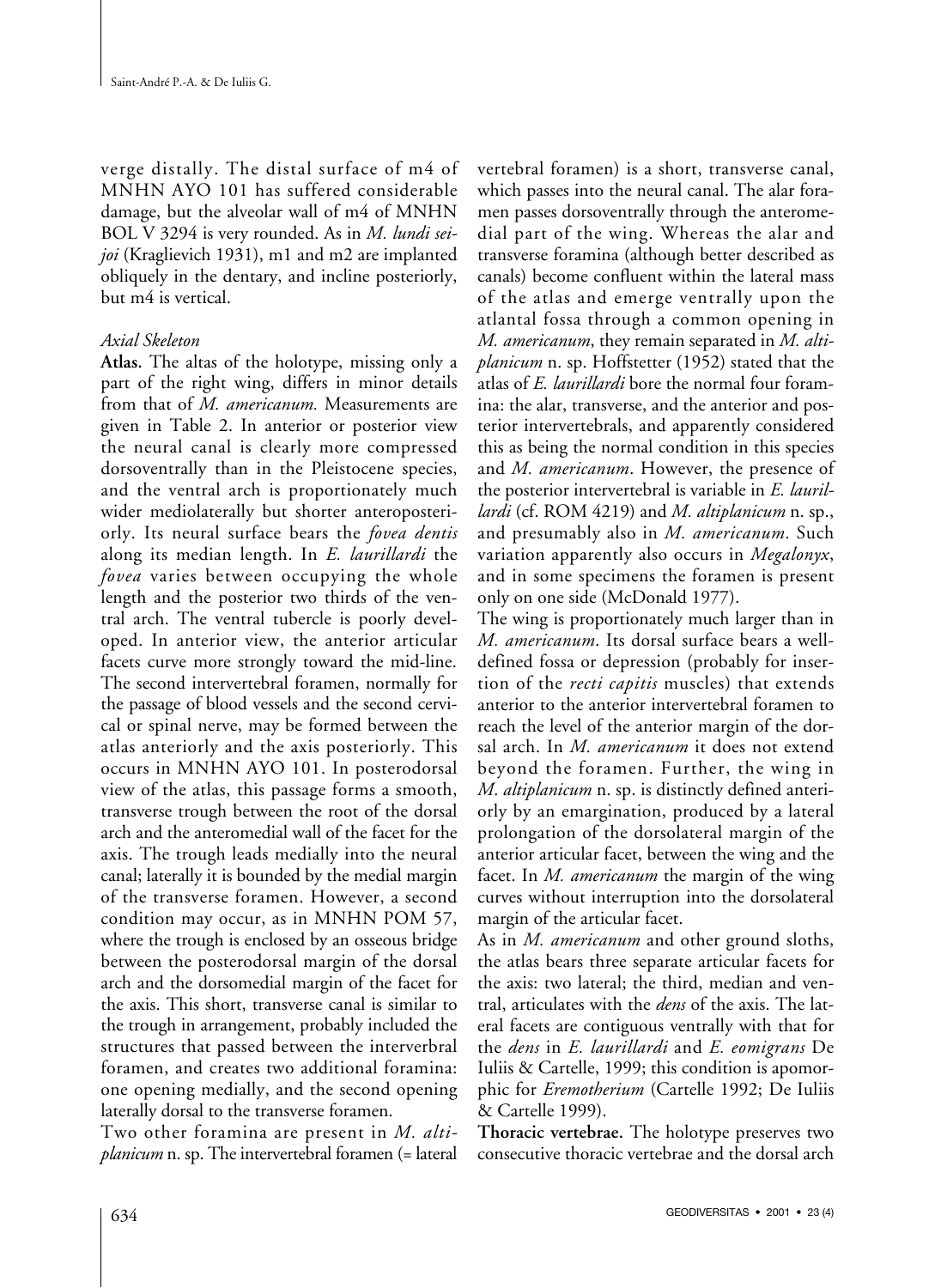verge distally. The distal surface of m4 of MNHN AYO 101 has suffered considerable damage, but the alveolar wall of m4 of MNHN BOL V 3294 is very rounded. As in *M. lundi seijoi* (Kraglievich 1931), m1 and m2 are implanted obliquely in the dentary, and incline posteriorly, but m4 is vertical.

*Axial Skeleton*

**Atlas.** The altas of the holotype, missing only a part of the right wing, differs in minor details from that of *M. americanum.* Measurements are given in Table 2. In anterior or posterior view the neural canal is clearly more compressed dorsoventrally than in the Pleistocene species, and the ventral arch is proportionately much wider mediolaterally but shorter anteroposteriorly. Its neural surface bears the *fovea dentis* along its median length. In *E. laurillardi* the *fovea* varies between occupying the whole length and the posterior two thirds of the ventral arch. The ventral tubercle is poorly developed. In anterior view, the anterior articular facets curve more strongly toward the mid-line. The second intervertebral foramen, normally for the passage of blood vessels and the second cervical or spinal nerve, may be formed between the atlas anteriorly and the axis posteriorly. This occurs in MNHN AYO 101. In posterodorsal view of the atlas, this passage forms a smooth, transverse trough between the root of the dorsal arch and the anteromedial wall of the facet for the axis. The trough leads medially into the neural canal; laterally it is bounded by the medial margin of the transverse foramen. However, a second condition may occur, as in MNHN POM 57, where the trough is enclosed by an osseous bridge between the posterodorsal margin of the dorsal arch and the dorsomedial margin of the facet for the axis. This short, transverse canal is similar to the trough in arrangement, probably included the structures that passed between the interverbral foramen, and creates two additional foramina: one opening medially, and the second opening laterally dorsal to the transverse foramen.

Two other foramina are present in *M. altiplanicum* n. sp. The intervertebral foramen (= lateral vertebral foramen) is a short, transverse canal, which passes into the neural canal. The alar foramen passes dorsoventrally through the anteromedial part of the wing. Whereas the alar and transverse foramina (although better described as canals) become confluent within the lateral mass of the atlas and emerge ventrally upon the atlantal fossa through a common opening in *M. americanum*, they remain separated in *M. altiplanicum* n. sp. Hoffstetter (1952) stated that the atlas of *E. laurillardi* bore the normal four foramina: the alar, transverse, and the anterior and posterior intervertebrals, and apparently considered this as being the normal condition in this species and *M. americanum*. However, the presence of the posterior intervertebral is variable in *E. laurillardi* (cf. ROM 4219) and *M. altiplanicum* n. sp., and presumably also in *M. americanum*. Such variation apparently also occurs in *Megalonyx*, and in some specimens the foramen is present only on one side (McDonald 1977).

The wing is proportionately much larger than in *M. americanum*. Its dorsal surface bears a well-defined fossa or depression (probably for insertion of the *recti capitis* muscles) that extends anterior to the anterior intervertebral foramen to reach the level of the anterior margin of the dorsal arch. In *M. americanum* it does not extend beyond the foramen. Further, the wing in *M. altiplanicum* n. sp. is distinctly defined anteriorly by an emargination, produced by a lateral prolongation of the dorsolateral margin of the anterior articular facet, between the wing and the facet. In *M. americanum* the margin of the wing curves without interruption into the dorsolateral margin of the articular facet.

As in *M. americanum* and other ground sloths, the atlas bears three separate articular facets for the axis: two lateral; the third, median and ventral, articulates with the *dens* of the axis. The lateral facets are contiguous ventrally with that for the *dens* in *E. laurillardi* and *E. eomigrans* De Iuliis & Cartelle, 1999; this condition is apomorphic for *Eremotherium* (Cartelle 1992; De Iuliis & Cartelle 1999).

**Thoracic vertebrae.** The holotype preserves two consecutive thoracic vertebrae and the dorsal arch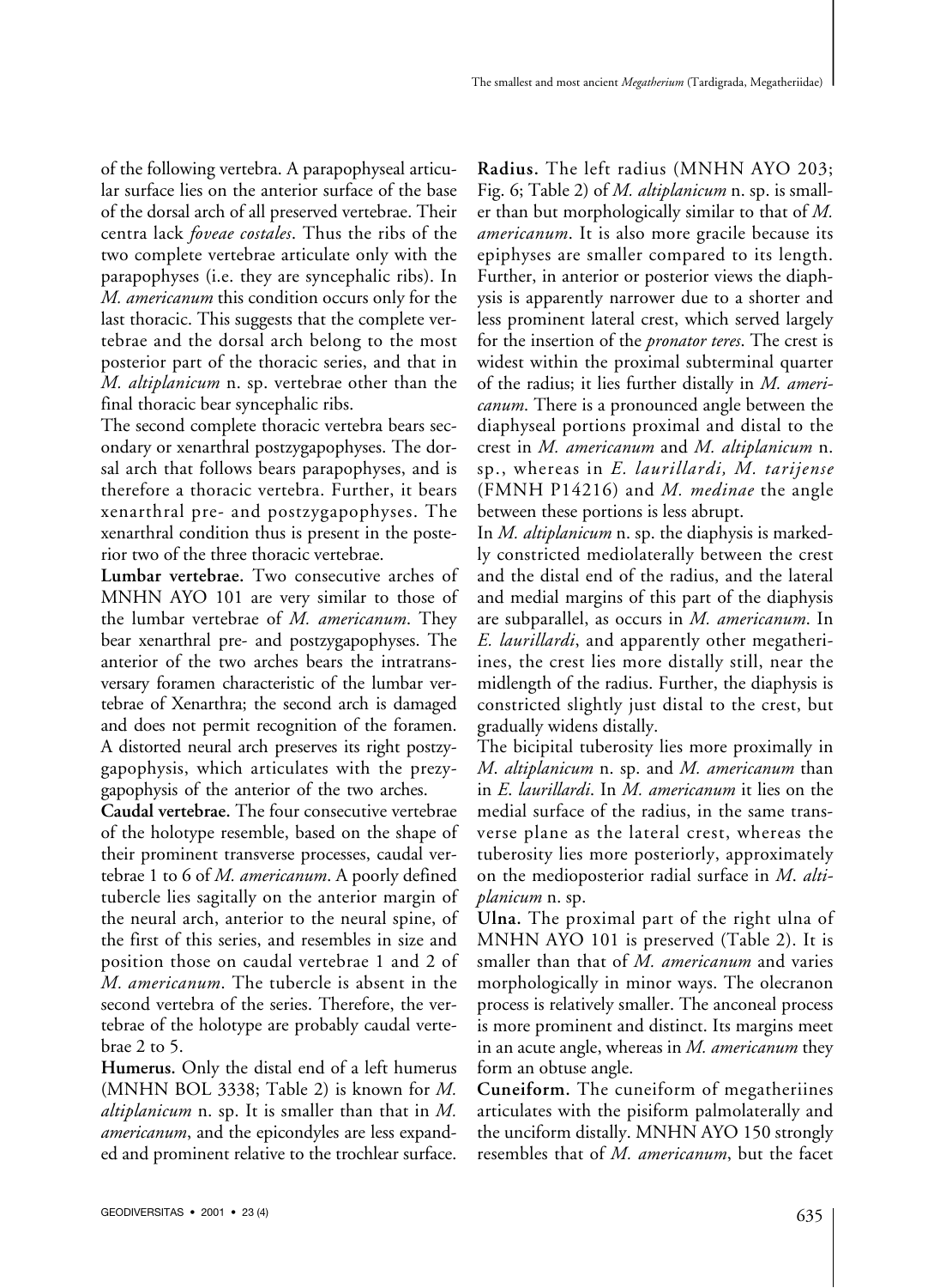of the following vertebra. A parapophyseal articular surface lies on the anterior surface of the base of the dorsal arch of all preserved vertebrae. Their centra lack *foveae costales*. Thus the ribs of the two complete vertebrae articulate only with the parapophyses (i.e. they are syncephalic ribs). In *M. americanum* this condition occurs only for the last thoracic. This suggests that the complete vertebrae and the dorsal arch belong to the most posterior part of the thoracic series, and that in *M. altiplanicum* n. sp. vertebrae other than the final thoracic bear syncephalic ribs.

The second complete thoracic vertebra bears secondary or xenarthral postzygapophyses. The dorsal arch that follows bears parapophyses, and is therefore a thoracic vertebra. Further, it bears xenarthral pre- and postzygapophyses. The xenarthral condition thus is present in the posterior two of the three thoracic vertebrae.

**Lumbar vertebrae.** Two consecutive arches of MNHN AYO 101 are very similar to those of the lumbar vertebrae of *M. americanum*. They bear xenarthral pre- and postzygapophyses. The anterior of the two arches bears the intratransversary foramen characteristic of the lumbar vertebrae of Xenarthra; the second arch is damaged and does not permit recognition of the foramen. A distorted neural arch preserves its right postzygapophysis, which articulates with the prezygapophysis of the anterior of the two arches.

**Caudal vertebrae.** The four consecutive vertebrae of the holotype resemble, based on the shape of their prominent transverse processes, caudal vertebrae 1 to 6 of *M. americanum*. A poorly defined tubercle lies sagitally on the anterior margin of the neural arch, anterior to the neural spine, of the first of this series, and resembles in size and position those on caudal vertebrae 1 and 2 of *M. americanum*. The tubercle is absent in the second vertebra of the series. Therefore, the vertebrae of the holotype are probably caudal vertebrae 2 to 5.

**Humerus.** Only the distal end of a left humerus (MNHN BOL 3338; Table 2) is known for *M. altiplanicum* n. sp. It is smaller than that in *M. americanum*, and the epicondyles are less expanded and prominent relative to the trochlear surface.

**Radius.** The left radius (MNHN AYO 203; Fig. 6; Table 2) of *M. altiplanicum* n. sp. is smaller than but morphologically similar to that of *M. americanum*. It is also more gracile because its epiphyses are smaller compared to its length. Further, in anterior or posterior views the diaphysis is apparently narrower due to a shorter and less prominent lateral crest, which served largely for the insertion of the *pronator teres*. The crest is widest within the proximal subterminal quarter of the radius; it lies further distally in *M. americanum*. There is a pronounced angle between the diaphyseal portions proximal and distal to the crest in *M. americanum* and *M. altiplanicum* n. sp., whereas in *E. laurillardi, M. tarijense* (FMNH P14216) and *M. medinae* the angle between these portions is less abrupt.

In *M. altiplanicum* n. sp. the diaphysis is markedly constricted mediolaterally between the crest and the distal end of the radius, and the lateral and medial margins of this part of the diaphysis are subparallel, as occurs in *M. americanum*. In *E. laurillardi*, and apparently other megatheriines, the crest lies more distally still, near the midlength of the radius. Further, the diaphysis is constricted slightly just distal to the crest, but gradually widens distally.

The bicipital tuberosity lies more proximally in *M. altiplanicum* n. sp. and *M. americanum* than in *E. laurillardi*. In *M. americanum* it lies on the medial surface of the radius, in the same transverse plane as the lateral crest, whereas the tuberosity lies more posteriorly, approximately on the medioposterior radial surface in *M. altiplanicum* n. sp.

**Ulna.** The proximal part of the right ulna of MNHN AYO 101 is preserved (Table 2). It is smaller than that of *M. americanum* and varies morphologically in minor ways. The olecranon process is relatively smaller. The anconeal process is more prominent and distinct. Its margins meet in an acute angle, whereas in *M. americanum* they form an obtuse angle.

**Cuneiform.** The cuneiform of megatheriines articulates with the pisiform palmolaterally and the unciform distally. MNHN AYO 150 strongly resembles that of *M. americanum*, but the facet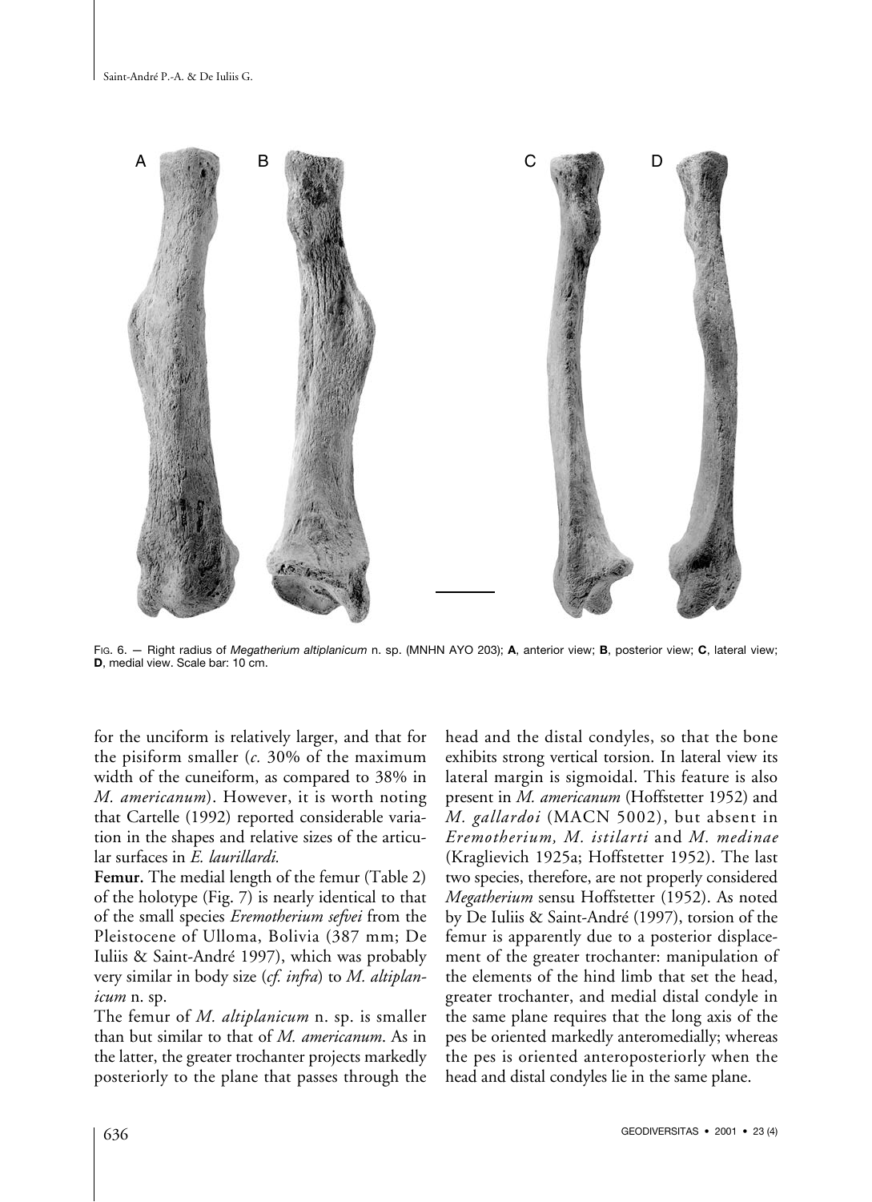FIG. 6. — Right radius of *Megatherium altiplanicum* n. sp. (MNHN AYO 203); **A**, anterior view; **B**, posterior view; **C**, lateral view; **D**, medial view. Scale bar: 10 cm.

for the unciform is relatively larger, and that for the pisiform smaller (*c.* 30% of the maximum width of the cuneiform, as compared to 38% in *M. americanum*). However, it is worth noting that Cartelle (1992) reported considerable variation in the shapes and relative sizes of the articular surfaces in *E. laurillardi.*

**Femur.** The medial length of the femur (Table 2) of the holotype (Fig. 7) is nearly identical to that of the small species *Eremotherium sefvei* from the Pleistocene of Ulloma, Bolivia (387 mm; De Iuliis & Saint-André 1997), which was probably very similar in body size (*cf. infra*) to *M. altiplanicum* n. sp.

The femur of *M. altiplanicum* n. sp. is smaller than but similar to that of *M. americanum*. As in the latter, the greater trochanter projects markedly posteriorly to the plane that passes through the head and the distal condyles, so that the bone exhibits strong vertical torsion. In lateral view its lateral margin is sigmoidal. This feature is also present in *M. americanum* (Hoffstetter 1952) and *M. gallardoi* (MACN 5002), but absent in *Eremotherium, M. istilarti* and *M. medinae* (Kraglievich 1925a; Hoffstetter 1952). The last two species, therefore, are not properly considered *Megatherium* sensu Hoffstetter (1952). As noted by De Iuliis & Saint-André (1997), torsion of the femur is apparently due to a posterior displacement of the greater trochanter: manipulation of the elements of the hind limb that set the head, greater trochanter, and medial distal condyle in the same plane requires that the long axis of the pes be oriented markedly anteromedially; whereas the pes is oriented anteroposteriorly when the head and distal condyles lie in the same plane.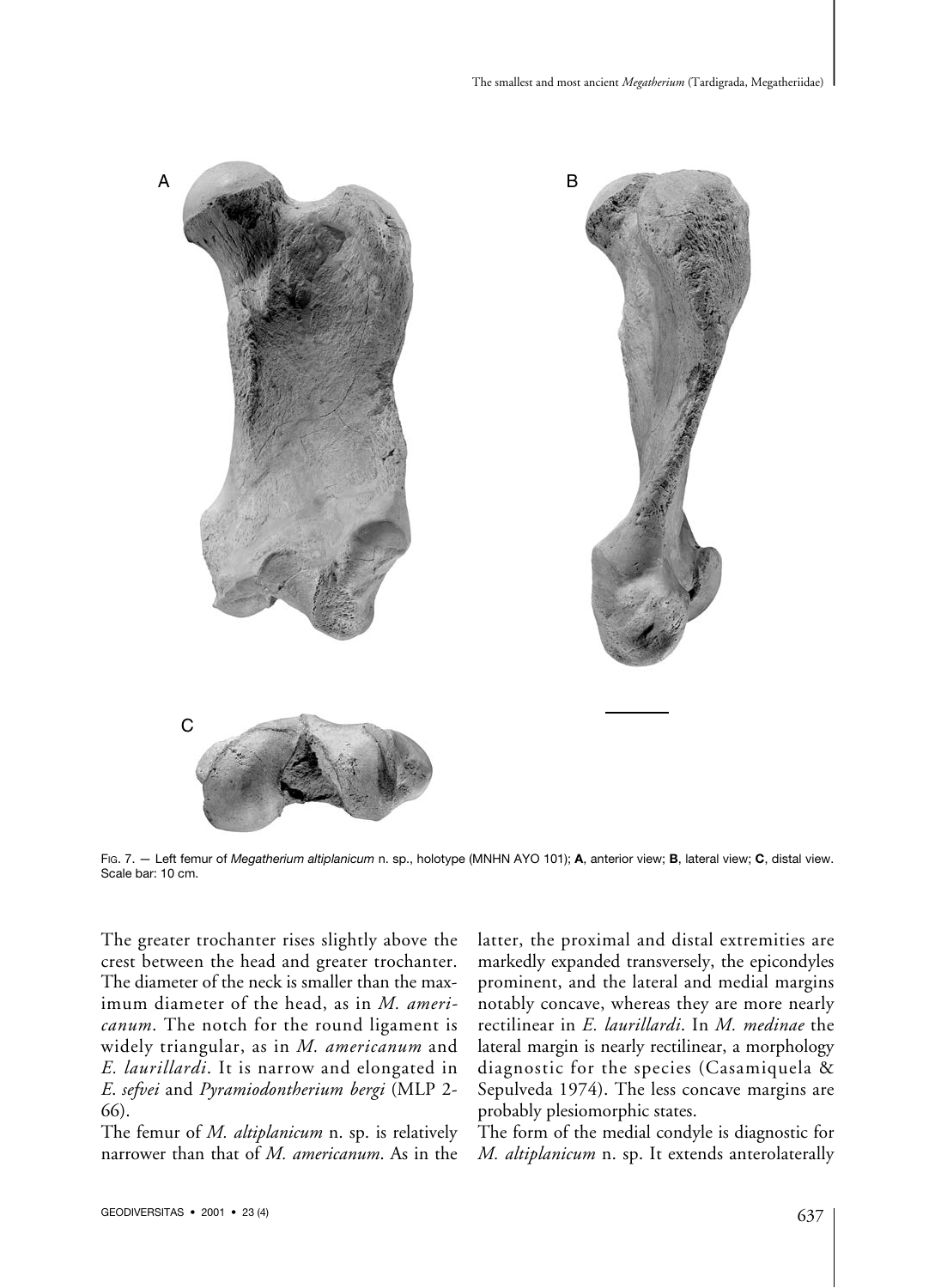A

B

C

FIG. 7. — Left femur of *Megatherium altiplanicum* n. sp., holotype (MNHN AYO 101); **A**, anterior view; **B**, lateral view; **C**, distal view. Scale bar: 10 cm.

The greater trochanter rises slightly above the crest between the head and greater trochanter. The diameter of the neck is smaller than the maximum diameter of the head, as in *M. americanum*. The notch for the round ligament is widely triangular, as in *M. americanum* and *E. laurillardi*. It is narrow and elongated in *E. sefvei* and *Pyramiodontherium bergi* (MLP 2-66).

The femur of *M. altiplanicum* n. sp. is relatively narrower than that of *M. americanum*. As in the latter, the proximal and distal extremities are markedly expanded transversely, the epicondyles prominent, and the lateral and medial margins notably concave, whereas they are more nearly rectilinear in *E. laurillardi*. In *M. medinae* the lateral margin is nearly rectilinear, a morphology diagnostic for the species (Casamiquela & Sepulveda 1974). The less concave margins are probably plesiomorphic states.

The form of the medial condyle is diagnostic for *M. altiplanicum* n. sp. It extends anterolaterally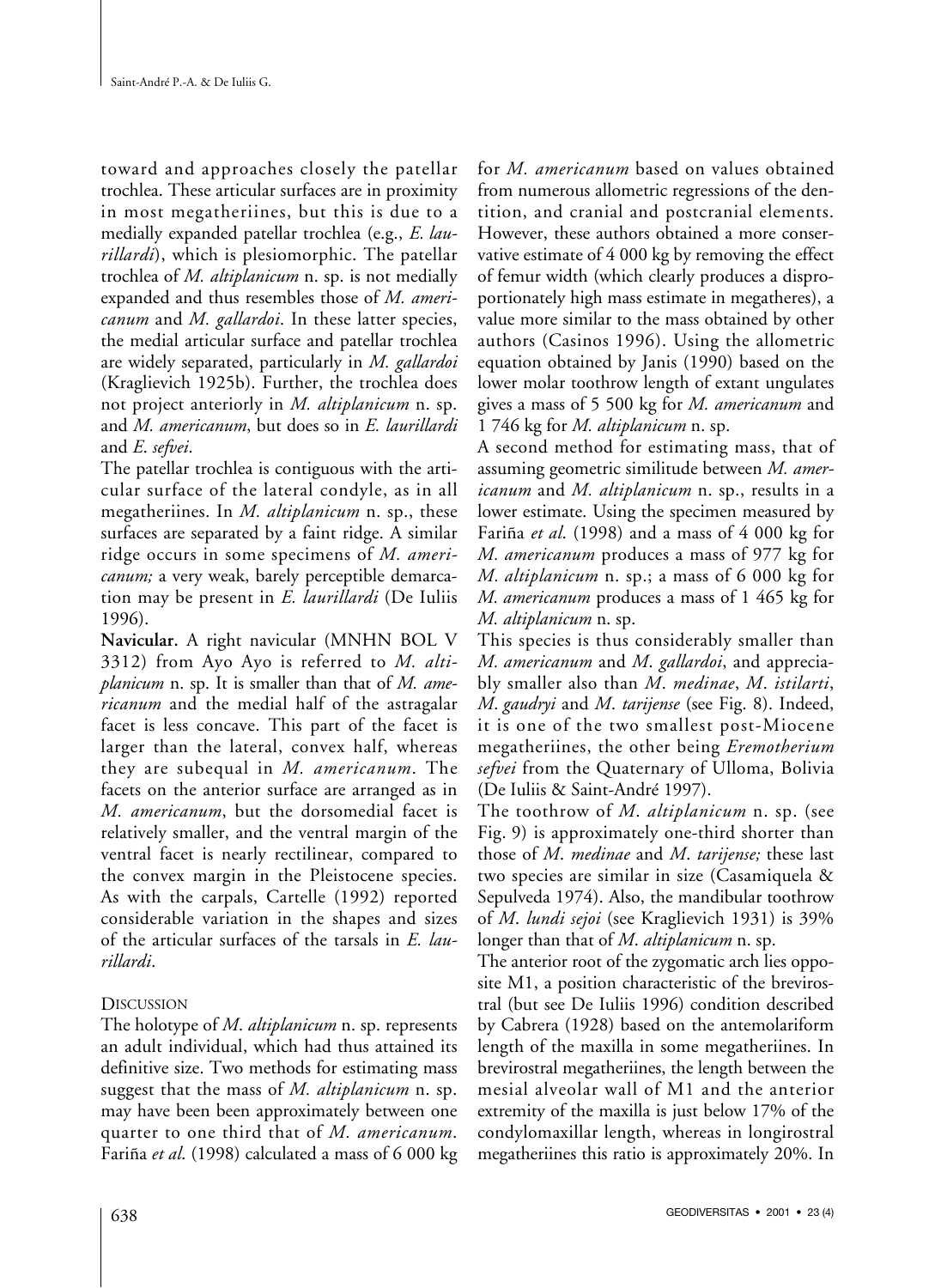toward and approaches closely the patellar trochlea. These articular surfaces are in proximity in most megatheriines, but this is due to a medially expanded patellar trochlea (e.g., *E. laurillardi*), which is plesiomorphic. The patellar trochlea of *M. altiplanicum* n. sp. is not medially expanded and thus resembles those of *M. americanum* and *M. gallardoi*. In these latter species, the medial articular surface and patellar trochlea are widely separated, particularly in *M. gallardoi* (Kraglievich 1925b). Further, the trochlea does not project anteriorly in *M. altiplanicum* n. sp. and *M. americanum*, but does so in *E. laurillardi* and *E. sefvei*.

The patellar trochlea is contiguous with the articular surface of the lateral condyle, as in all megatheriines. In *M. altiplanicum* n. sp., these surfaces are separated by a faint ridge. A similar ridge occurs in some specimens of *M. americanum;* a very weak, barely perceptible demarcation may be present in *E. laurillardi* (De Iuliis 1996).

**Navicular.** A right navicular (MNHN BOL V 3312) from Ayo Ayo is referred to *M. altiplanicum* n. sp. It is smaller than that of *M. americanum* and the medial half of the astragalar facet is less concave. This part of the facet is larger than the lateral, convex half, whereas they are subequal in *M. americanum*. The facets on the anterior surface are arranged as in *M. americanum*, but the dorsomedial facet is relatively smaller, and the ventral margin of the ventral facet is nearly rectilinear, compared to the convex margin in the Pleistocene species. As with the carpals, Cartelle (1992) reported considerable variation in the shapes and sizes of the articular surfaces of the tarsals in *E. laurillardi*.

## DISCUSSION

The holotype of *M. altiplanicum* n. sp. represents an adult individual, which had thus attained its definitive size. Two methods for estimating mass suggest that the mass of *M. altiplanicum* n. sp. may have been been approximately between one quarter to one third that of *M. americanum*. Fariña *et al*. (1998) calculated a mass of 6 000 kg for *M. americanum* based on values obtained from numerous allometric regressions of the dentition, and cranial and postcranial elements. However, these authors obtained a more conservative estimate of 4 000 kg by removing the effect of femur width (which clearly produces a disproportionately high mass estimate in megatheres), a value more similar to the mass obtained by other authors (Casinos 1996). Using the allometric equation obtained by Janis (1990) based on the lower molar toothrow length of extant ungulates gives a mass of 5 500 kg for *M. americanum* and 1 746 kg for *M. altiplanicum* n. sp.

A second method for estimating mass, that of assuming geometric similitude between *M. americanum* and *M. altiplanicum* n. sp., results in a lower estimate. Using the specimen measured by Fariña *et al*. (1998) and a mass of 4 000 kg for *M. americanum* produces a mass of 977 kg for *M. altiplanicum* n. sp.; a mass of 6 000 kg for *M. americanum* produces a mass of 1 465 kg for *M. altiplanicum* n. sp.

This species is thus considerably smaller than *M. americanum* and *M. gallardoi*, and appreciably smaller also than *M. medinae*, *M. istilarti*, *M. gaudryi* and *M. tarijense* (see Fig. 8). Indeed, it is one of the two smallest post-Miocene megatheriines, the other being *Eremotherium sefvei* from the Quaternary of Ulloma, Bolivia (De Iuliis & Saint-André 1997).

The toothrow of *M. altiplanicum* n. sp. (see Fig. 9) is approximately one-third shorter than those of *M. medinae* and *M. tarijense;* these last two species are similar in size (Casamiquela & Sepulveda 1974). Also, the mandibular toothrow of *M. lundi sejoi* (see Kraglievich 1931) is 39% longer than that of *M. altiplanicum* n. sp.

The anterior root of the zygomatic arch lies opposite M1, a position characteristic of the brevirostral (but see De Iuliis 1996) condition described by Cabrera (1928) based on the antemolariform length of the maxilla in some megatheriines. In brevirostral megatheriines, the length between the mesial alveolar wall of M1 and the anterior extremity of the maxilla is just below 17% of the condylomaxillar length, whereas in longirostral megatheriines this ratio is approximately 20%. In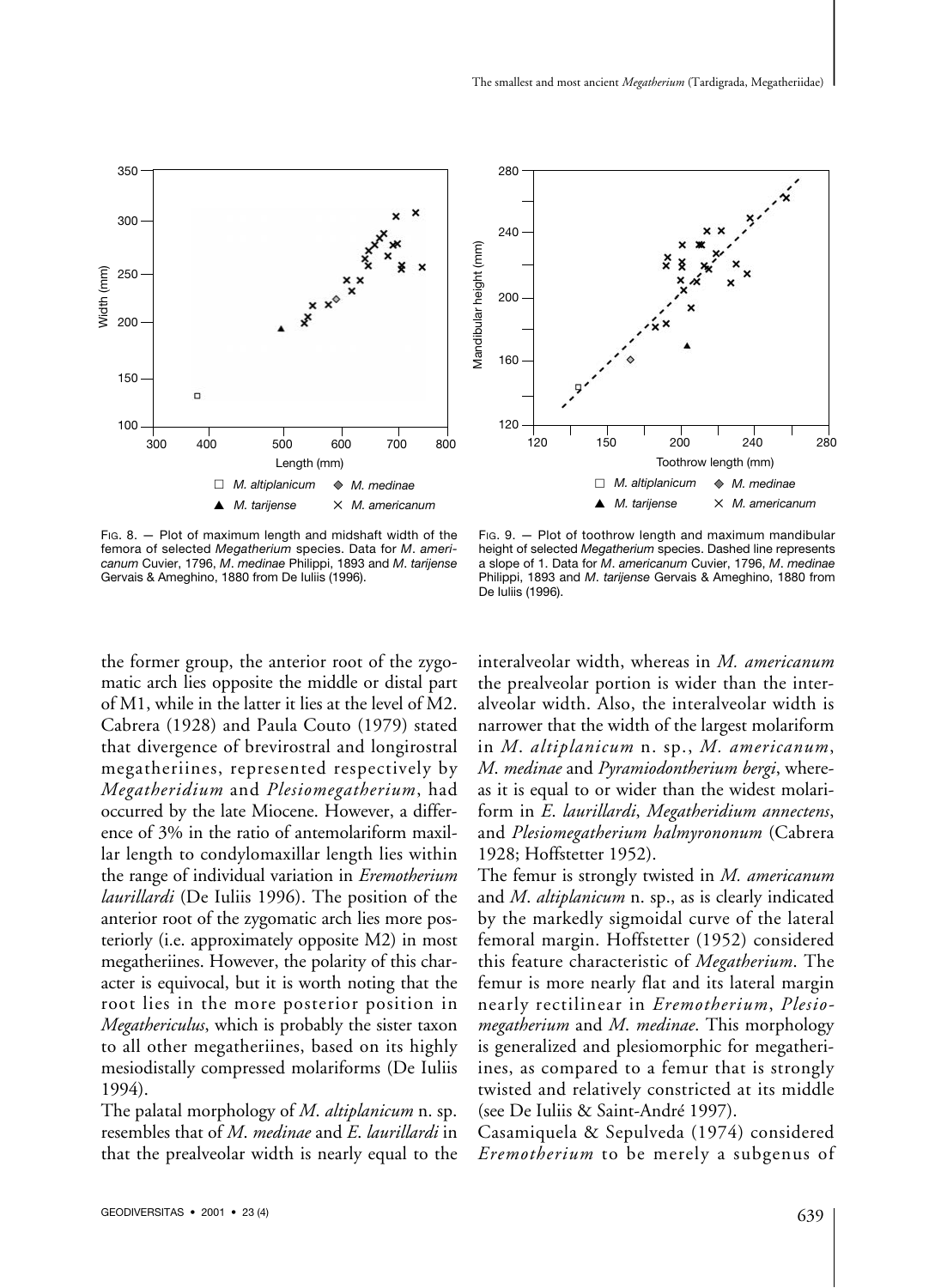FIG. 8. — Plot of maximum length and midshaft width of the femora of selected *Megatherium* species. Data for *M. americanum* Cuvier, 1796, *M. medinae* Philippi, 1893 and *M. tarijense* Gervais & Ameghino, 1880 from De Iuliis (1996).

FIG. 9. — Plot of toothrow length and maximum mandibular height of selected *Megatherium* species. Dashed line represents a slope of 1. Data for *M. americanum* Cuvier, 1796, *M. medinae* Philippi, 1893 and *M. tarijense* Gervais & Ameghino, 1880 from De Iuliis (1996).

the former group, the anterior root of the zygomatic arch lies opposite the middle or distal part of M1, while in the latter it lies at the level of M2. Cabrera (1928) and Paula Couto (1979) stated that divergence of brevirostral and longirostral megatheriines, represented respectively by *Megatheridium* and *Plesiomegatherium*, had occurred by the late Miocene. However, a difference of 3% in the ratio of antemolariform maxillar length to condylomaxillar length lies within the range of individual variation in *Eremotherium laurillardi* (De Iuliis 1996). The position of the anterior root of the zygomatic arch lies more posteriorly (i.e. approximately opposite M2) in most megatheriines. However, the polarity of this character is equivocal, but it is worth noting that the root lies in the more posterior position in *Megathericulus*, which is probably the sister taxon to all other megatheriines, based on its highly mesiodistally compressed molariforms (De Iuliis 1994).

The palatal morphology of *M. altiplanicum* n. sp. resembles that of *M. medinae* and *E. laurillardi* in that the prealveolar width is nearly equal to the interalveolar width, whereas in *M. americanum* the prealveolar portion is wider than the interalveolar width. Also, the interalveolar width is narrower that the width of the largest molariform in *M. altiplanicum* n. sp., *M. americanum*, *M. medinae* and *Pyramiodontherium bergi*, whereas it is equal to or wider than the widest molariform in *E. laurillardi*, *Megatheridium annectens*, and *Plesiomegatherium halmyronomum* (Cabrera 1928; Hoffstetter 1952).

The femur is strongly twisted in *M. americanum* and *M. altiplanicum* n. sp., as is clearly indicated by the markedly sigmoidal curve of the lateral femoral margin. Hoffstetter (1952) considered this feature characteristic of *Megatherium*. The femur is more nearly flat and its lateral margin nearly rectilinear in *Eremotherium*, *Plesiomegatherium* and *M. medinae*. This morphology is generalized and plesiomorphic for megatheriines, as compared to a femur that is strongly twisted and relatively constricted at its middle (see De Iuliis & Saint-André 1997).

Casamiquela & Sepulveda (1974) considered *Eremotherium* to be merely a subgenus of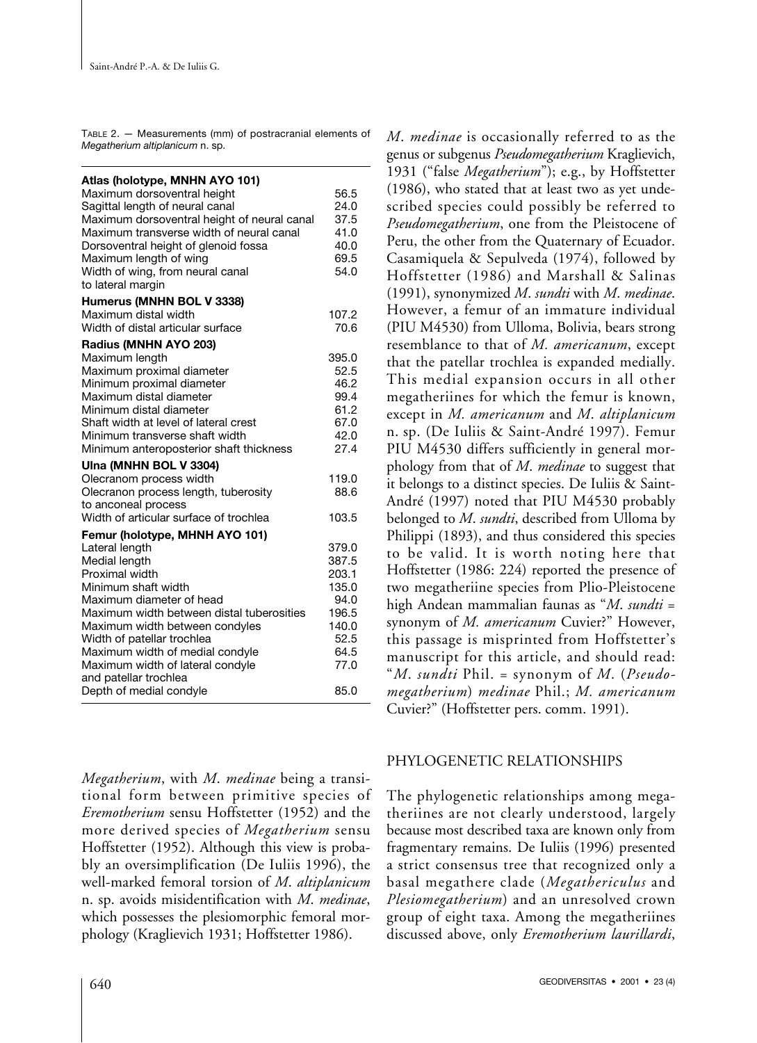TABLE 2. — Measurements (mm) of postcranial elements of *Megatherium altiplanicum* n. sp.

| | |
|---|---|
| **Atlas (holotype, MNHN AYO 101)** | |
| Maximum dorsoventral height | 56.5 |
| Sagittal length of neural canal | 24.0 |
| Maximum dorsoventral height of neural canal | 37.5 |
| Maximum transverse width of neural canal | 41.0 |
| Dorsoventral height of glenoid fossa | 40.0 |
| Maximum length of wing | 69.5 |
| Width of wing, from neural canal to lateral margin | 54.0 |
| **Humerus (MNHN BOL V 3338)** | |
| Maximum distal width | 107.2 |
| Width of distal articular surface | 70.6 |
| **Radius (MNHN AYO 203)** | |
| Maximum length | 395.0 |
| Maximum proximal diameter | 52.5 |
| Minimum proximal diameter | 46.2 |
| Maximum distal diameter | 99.4 |
| Minimum distal diameter | 61.2 |
| Shaft width at level of lateral crest | 67.0 |
| Minimum transverse shaft width | 42.0 |
| Minimum anteroposterior shaft thickness | 27.4 |
| **Ulna (MNHN BOL V 3304)** | |
| Olecranom process width | 119.0 |
| Olecranon process length, tuberosity to anconeal process | 88.6 |
| Width of articular surface of trochlea | 103.5 |
| **Femur (holotype, MHNH AYO 101)** | |
| Lateral length | 379.0 |
| Medial length | 387.5 |
| Proximal width | 203.1 |
| Minimum shaft width | 135.0 |
| Maximum diameter of head | 94.0 |
| Maximum width between distal tuberosities | 196.5 |
| Maximum width between condyles | 140.0 |
| Width of patellar trochlea | 52.5 |
| Maximum width of medial condyle | 64.5 |
| Maximum width of lateral condyle and patellar trochlea | 77.0 |
| Depth of medial condyle | 85.0 |

*Megatherium*, with *M. medinae* being a transitional form between primitive species of *Eremotherium* sensu Hoffstetter (1952) and the more derived species of *Megatherium* sensu Hoffstetter (1952). Although this view is probably an oversimplification (De Iuliis 1996), the well-marked femoral torsion of *M. altiplanicum* n. sp. avoids misidentification with *M. medinae*, which possesses the plesiomorphic femoral morphology (Kraglievich 1931; Hoffstetter 1986).

*M. medinae* is occasionally referred to as the genus or subgenus *Pseudomegatherium* Kraglievich, 1931 ("false *Megatherium*"); e.g., by Hoffstetter (1986), who stated that at least two as yet undescribed species could possibly be referred to *Pseudomegatherium*, one from the Pleistocene of Peru, the other from the Quaternary of Ecuador. Casamiquela & Sepulveda (1974), followed by Hoffstetter (1986) and Marshall & Salinas (1991), synonymized *M. sundti* with *M. medinae*. However, a femur of an immature individual (PIU M4530) from Ulloma, Bolivia, bears strong resemblance to that of *M. americanum*, except that the patellar trochlea is expanded medially. This medial expansion occurs in all other megatheriines for which the femur is known, except in *M. americanum* and *M. altiplanicum* n. sp. (De Iuliis & Saint-André 1997). Femur PIU M4530 differs sufficiently in general morphology from that of *M. medinae* to suggest that it belongs to a distinct species. De Iuliis & Saint-André (1997) noted that PIU M4530 probably belonged to *M. sundti*, described from Ulloma by Philippi (1893), and thus considered this species to be valid. It is worth noting here that Hoffstetter (1986: 224) reported the presence of two megatheriine species from Plio-Pleistocene high Andean mammalian faunas as "*M. sundti* = synonym of *M. americanum* Cuvier?" However, this passage is misprinted from Hoffstetter's manuscript for this article, and should read: "*M. sundti* Phil. = synonym of *M.* (*Pseudomegatherium*) *medinae* Phil.; *M. americanum* Cuvier?" (Hoffstetter pers. comm. 1991).

## PHYLOGENETIC RELATIONSHIPS

The phylogenetic relationships among megatheriines are not clearly understood, largely because most described taxa are known only from fragmentary remains. De Iuliis (1996) presented a strict consensus tree that recognized only a basal megathere clade (*Megathericulus* and *Plesiomegatherium*) and an unresolved crown group of eight taxa. Among the megatheriines discussed above, only *Eremotherium laurillardi*,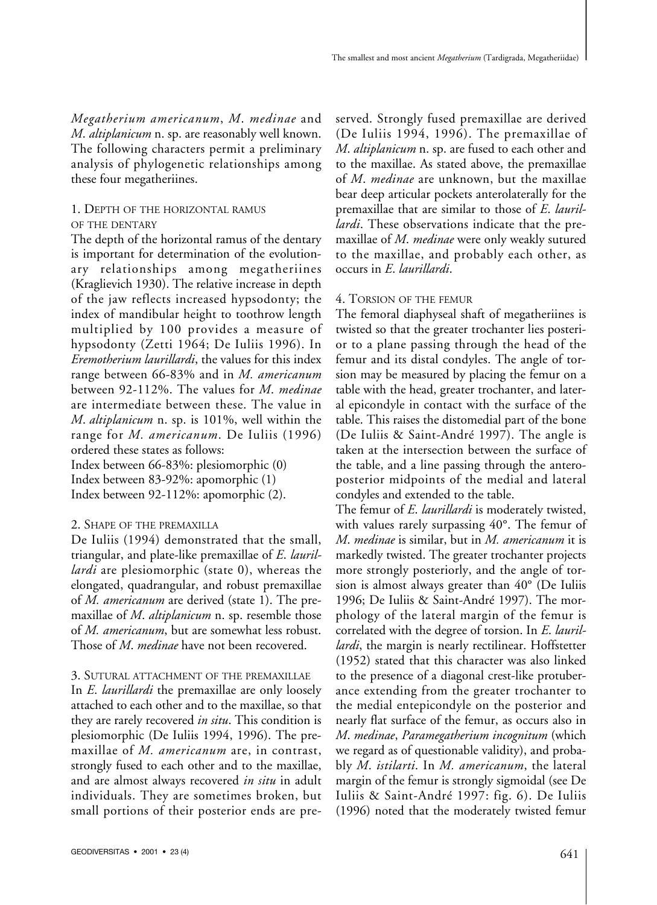*Megatherium americanum*, *M. medinae* and *M. altiplanicum* n. sp. are reasonably well known. The following characters permit a preliminary analysis of phylogenetic relationships among these four megatheriines.

### 1. Depth of the horizontal ramus of the dentary

The depth of the horizontal ramus of the dentary is important for determination of the evolutionary relationships among megatheriines (Kraglievich 1930). The relative increase in depth of the jaw reflects increased hypsodonty; the index of mandibular height to toothrow length multiplied by 100 provides a measure of hypsodonty (Zetti 1964; De Iuliis 1996). In *Eremotherium laurillardi*, the values for this index range between 66-83% and in *M. americanum* between 92-112%. The values for *M. medinae* are intermediate between these. The value in *M. altiplanicum* n. sp. is 101%, well within the range for *M. americanum*. De Iuliis (1996) ordered these states as follows:

Index between 66-83%: plesiomorphic (0)
Index between 83-92%: apomorphic (1)
Index between 92-112%: apomorphic (2).

### 2. Shape of the premaxilla

De Iuliis (1994) demonstrated that the small, triangular, and plate-like premaxillae of *E. laurillardi* are plesiomorphic (state 0), whereas the elongated, quadrangular, and robust premaxillae of *M. americanum* are derived (state 1). The premaxillae of *M. altiplanicum* n. sp. resemble those of *M. americanum*, but are somewhat less robust. Those of *M. medinae* have not been recovered.

### 3. Sutural attachment of the premaxillae

In *E. laurillardi* the premaxillae are only loosely attached to each other and to the maxillae, so that they are rarely recovered *in situ*. This condition is plesiomorphic (De Iuliis 1994, 1996). The premaxillae of *M. americanum* are, in contrast, strongly fused to each other and to the maxillae, and are almost always recovered *in situ* in adult individuals. They are sometimes broken, but small portions of their posterior ends are preserved. Strongly fused premaxillae are derived (De Iuliis 1994, 1996). The premaxillae of *M. altiplanicum* n. sp. are fused to each other and to the maxillae. As stated above, the premaxillae of *M. medinae* are unknown, but the maxillae bear deep articular pockets anterolaterally for the premaxillae that are similar to those of *E. laurillardi*. These observations indicate that the premaxillae of *M. medinae* were only weakly sutured to the maxillae, and probably each other, as occurs in *E. laurillardi*.

### 4. Torsion of the femur

The femoral diaphyseal shaft of megatheriines is twisted so that the greater trochanter lies posterior to a plane passing through the head of the femur and its distal condyles. The angle of torsion may be measured by placing the femur on a table with the head, greater trochanter, and lateral epicondyle in contact with the surface of the table. This raises the distomedial part of the bone (De Iuliis & Saint-André 1997). The angle is taken at the intersection between the surface of the table, and a line passing through the anteroposterior midpoints of the medial and lateral condyles and extended to the table.

The femur of *E. laurillardi* is moderately twisted, with values rarely surpassing 40°. The femur of *M. medinae* is similar, but in *M. americanum* it is markedly twisted. The greater trochanter projects more strongly posteriorly, and the angle of torsion is almost always greater than 40° (De Iuliis 1996; De Iuliis & Saint-André 1997). The morphology of the lateral margin of the femur is correlated with the degree of torsion. In *E. laurillardi*, the margin is nearly rectilinear. Hoffstetter (1952) stated that this character was also linked to the presence of a diagonal crest-like protuberance extending from the greater trochanter to the medial entepicondyle on the posterior and nearly flat surface of the femur, as occurs also in *M. medinae*, *Paramegatherium incognitum* (which we regard as of questionable validity), and probably *M. istilarti*. In *M. americanum*, the lateral margin of the femur is strongly sigmoidal (see De Iuliis & Saint-André 1997: fig. 6). De Iuliis (1996) noted that the moderately twisted femur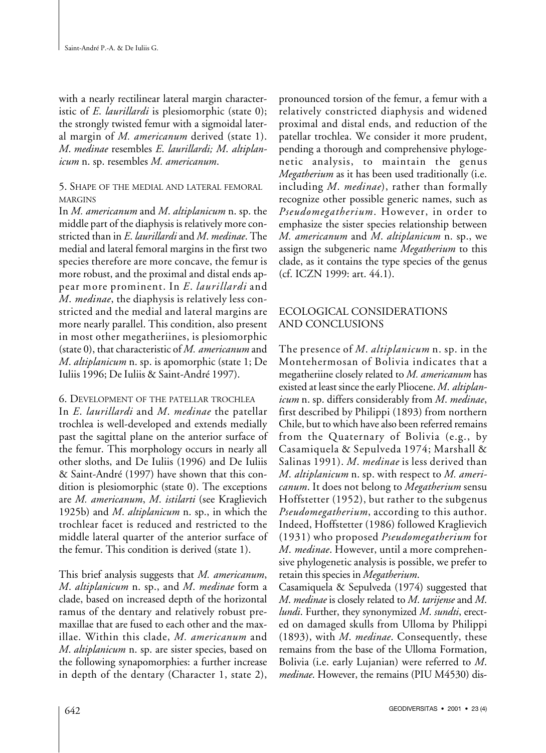with a nearly rectilinear lateral margin characteristic of *E. laurillardi* is plesiomorphic (state 0); the strongly twisted femur with a sigmoidal lateral margin of *M. americanum* derived (state 1). *M. medinae* resembles *E. laurillardi; M. altiplanicum* n. sp. resembles *M. americanum*.

5. Shape of the medial and lateral femoral margins

In *M. americanum* and *M. altiplanicum* n. sp. the middle part of the diaphysis is relatively more constricted than in *E. laurillardi* and *M. medinae*. The medial and lateral femoral margins in the first two species therefore are more concave, the femur is more robust, and the proximal and distal ends appear more prominent. In *E. laurillardi* and *M. medinae*, the diaphysis is relatively less constricted and the medial and lateral margins are more nearly parallel. This condition, also present in most other megatheriines, is plesiomorphic (state 0), that characteristic of *M. americanum* and *M. altiplanicum* n. sp. is apomorphic (state 1; De Iuliis 1996; De Iuliis & Saint-André 1997).

6. Development of the patellar trochlea

In *E. laurillardi* and *M. medinae* the patellar trochlea is well-developed and extends medially past the sagittal plane on the anterior surface of the femur. This morphology occurs in nearly all other sloths, and De Iuliis (1996) and De Iuliis & Saint-André (1997) have shown that this condition is plesiomorphic (state 0). The exceptions are *M. americanum*, *M. istilarti* (see Kraglievich 1925b) and *M. altiplanicum* n. sp., in which the trochlear facet is reduced and restricted to the middle lateral quarter of the anterior surface of the femur. This condition is derived (state 1).

This brief analysis suggests that *M. americanum*, *M. altiplanicum* n. sp., and *M. medinae* form a clade, based on increased depth of the horizontal ramus of the dentary and relatively robust premaxillae that are fused to each other and the maxillae. Within this clade, *M. americanum* and *M. altiplanicum* n. sp. are sister species, based on the following synapomorphies: a further increase in depth of the dentary (Character 1, state 2), pronounced torsion of the femur, a femur with a relatively constricted diaphysis and widened proximal and distal ends, and reduction of the patellar trochlea. We consider it more prudent, pending a thorough and comprehensive phylogenetic analysis, to maintain the genus *Megatherium* as it has been used traditionally (i.e. including *M. medinae*), rather than formally recognize other possible generic names, such as *Pseudomegatherium*. However, in order to emphasize the sister species relationship between *M. americanum* and *M. altiplanicum* n. sp., we assign the subgeneric name *Megatherium* to this clade, as it contains the type species of the genus (cf. ICZN 1999: art. 44.1).

## ECOLOGICAL CONSIDERATIONS AND CONCLUSIONS

The presence of *M. altiplanicum* n. sp. in the Montehermosan of Bolivia indicates that a megatheriine closely related to *M. americanum* has existed at least since the early Pliocene. *M. altiplanicum* n. sp. differs considerably from *M. medinae*, first described by Philippi (1893) from northern Chile, but to which have also been referred remains from the Quaternary of Bolivia (e.g., by Casamiquela & Sepulveda 1974; Marshall & Salinas 1991). *M. medinae* is less derived than *M. altiplanicum* n. sp. with respect to *M. americanum*. It does not belong to *Megatherium* sensu Hoffstetter (1952), but rather to the subgenus *Pseudomegatherium*, according to this author. Indeed, Hoffstetter (1986) followed Kraglievich (1931) who proposed *Pseudomegatherium* for *M. medinae*. However, until a more comprehensive phylogenetic analysis is possible, we prefer to retain this species in *Megatherium*.

Casamiquela & Sepulveda (1974) suggested that *M. medinae* is closely related to *M. tarijense* and *M. lundi*. Further, they synonymized *M. sundti*, erected on damaged skulls from Ulloma by Philippi (1893), with *M. medinae*. Consequently, these remains from the base of the Ulloma Formation, Bolivia (i.e. early Lujanian) were referred to *M. medinae*. However, the remains (PIU M4530) dis-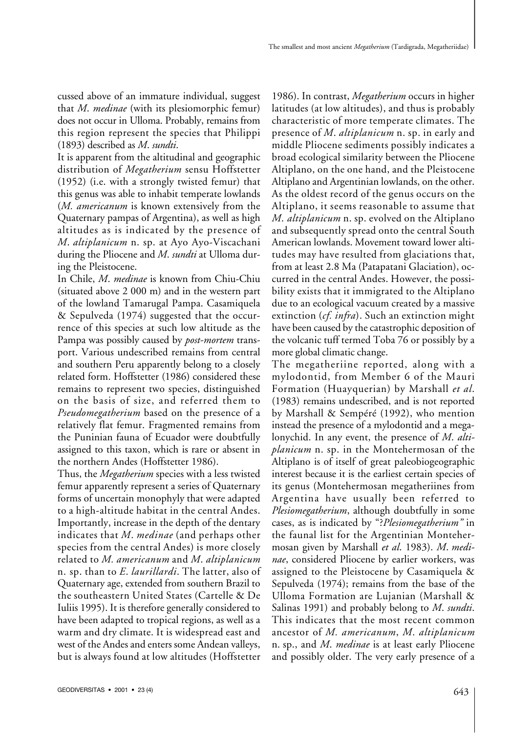cussed above of an immature individual, suggest that *M. medinae* (with its plesiomorphic femur) does not occur in Ulloma. Probably, remains from this region represent the species that Philippi (1893) described as *M. sundti*.

It is apparent from the altitudinal and geographic distribution of *Megatherium* sensu Hoffstetter (1952) (i.e. with a strongly twisted femur) that this genus was able to inhabit temperate lowlands (*M. americanum* is known extensively from the Quaternary pampas of Argentina), as well as high altitudes as is indicated by the presence of *M. altiplanicum* n. sp. at Ayo Ayo-Viscachani during the Pliocene and *M. sundti* at Ulloma during the Pleistocene.

In Chile, *M. medinae* is known from Chiu-Chiu (situated above 2 000 m) and in the western part of the lowland Tamarugal Pampa. Casamiquela & Sepulveda (1974) suggested that the occurrence of this species at such low altitude as the Pampa was possibly caused by *post-mortem* transport. Various undescribed remains from central and southern Peru apparently belong to a closely related form. Hoffstetter (1986) considered these remains to represent two species, distinguished on the basis of size, and referred them to *Pseudomegatherium* based on the presence of a relatively flat femur. Fragmented remains from the Puninian fauna of Ecuador were doubtfully assigned to this taxon, which is rare or absent in the northern Andes (Hoffstetter 1986).

Thus, the *Megatherium* species with a less twisted femur apparently represent a series of Quaternary forms of uncertain monophyly that were adapted to a high-altitude habitat in the central Andes. Importantly, increase in the depth of the dentary indicates that *M. medinae* (and perhaps other species from the central Andes) is more closely related to *M. americanum* and *M. altiplanicum* n. sp. than to *E. laurillardi*. The latter, also of Quaternary age, extended from southern Brazil to the southeastern United States (Cartelle & De Iuliis 1995). It is therefore generally considered to have been adapted to tropical regions, as well as a warm and dry climate. It is widespread east and west of the Andes and enters some Andean valleys, but is always found at low altitudes (Hoffstetter 1986). In contrast, *Megatherium* occurs in higher latitudes (at low altitudes), and thus is probably characteristic of more temperate climates. The presence of *M. altiplanicum* n. sp. in early and middle Pliocene sediments possibly indicates a broad ecological similarity between the Pliocene Altiplano, on the one hand, and the Pleistocene Altiplano and Argentinian lowlands, on the other. As the oldest record of the genus occurs on the Altiplano, it seems reasonable to assume that *M. altiplanicum* n. sp. evolved on the Altiplano and subsequently spread onto the central South American lowlands. Movement toward lower altitudes may have resulted from glaciations that, from at least 2.8 Ma (Patapatani Glaciation), occurred in the central Andes. However, the possibility exists that it immigrated to the Altiplano due to an ecological vacuum created by a massive extinction (*cf. infra*). Such an extinction might have been caused by the catastrophic deposition of the volcanic tuff termed Toba 76 or possibly by a more global climatic change.

The megatheriine reported, along with a mylodontid, from Member 6 of the Mauri Formation (Huayquerian) by Marshall *et al.* (1983) remains undescribed, and is not reported by Marshall & Sempéré (1992), who mention instead the presence of a mylodontid and a megalonychid. In any event, the presence of *M. altiplanicum* n. sp. in the Montehermosan of the Altiplano is of itself of great paleobiogeographic interest because it is the earliest certain species of its genus (Montehermosan megatheriines from Argentina have usually been referred to *Plesiomegatherium*, although doubtfully in some cases, as is indicated by "?*Plesiomegatherium*" in the faunal list for the Argentinian Montehermosan given by Marshall *et al.* 1983). *M. medinae*, considered Pliocene by earlier workers, was assigned to the Pleistocene by Casamiquela & Sepulveda (1974); remains from the base of the Ulloma Formation are Lujanian (Marshall & Salinas 1991) and probably belong to *M. sundti*. This indicates that the most recent common ancestor of *M. americanum*, *M. altiplanicum* n. sp., and *M. medinae* is at least early Pliocene and possibly older. The very early presence of a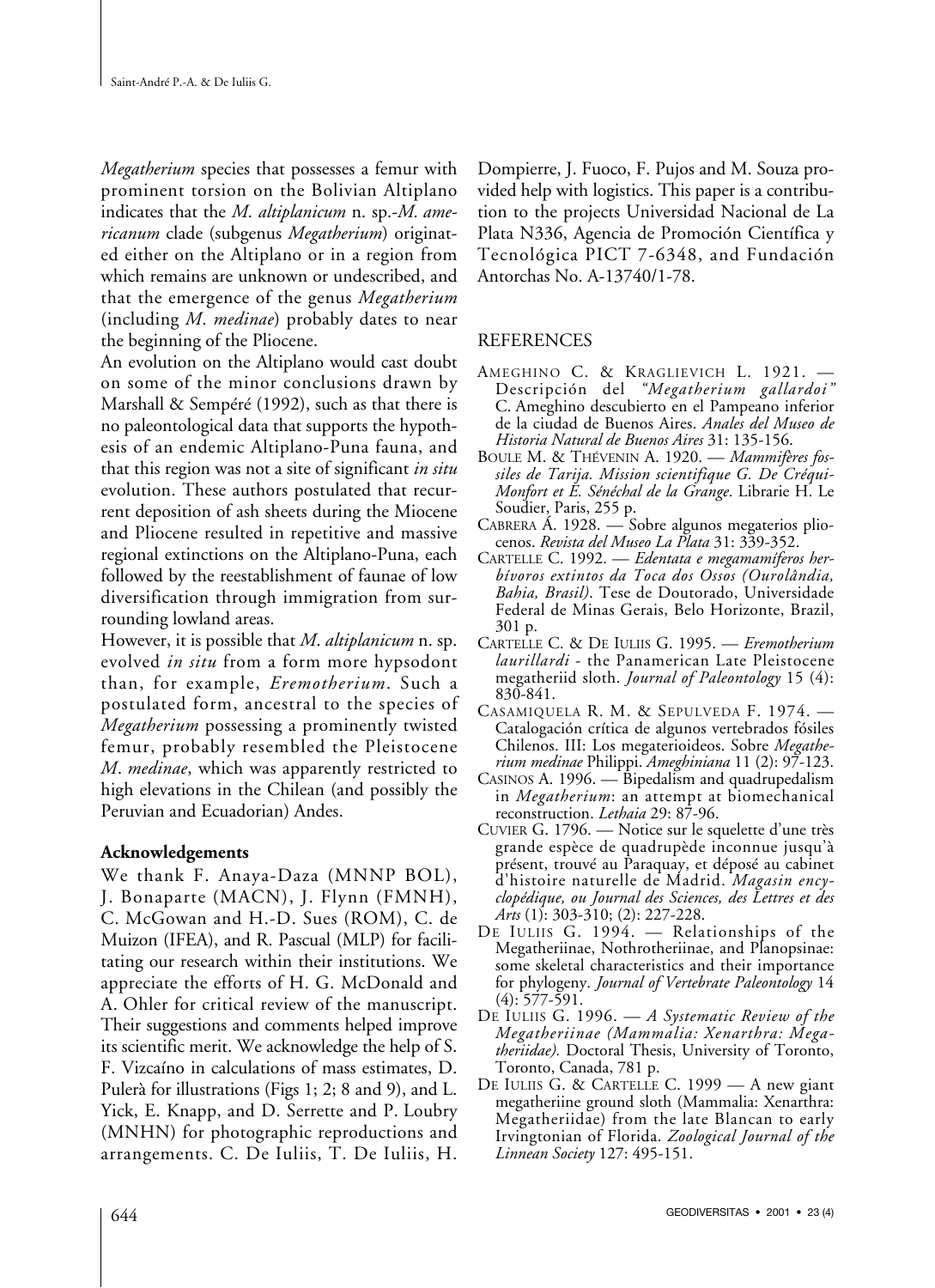*Megatherium* species that possesses a femur with prominent torsion on the Bolivian Altiplano indicates that the *M. altiplanicum* n. sp.-*M. americanum* clade (subgenus *Megatherium*) originated either on the Altiplano or in a region from which remains are unknown or undescribed, and that the emergence of the genus *Megatherium* (including *M. medinae*) probably dates to near the beginning of the Pliocene.

An evolution on the Altiplano would cast doubt on some of the minor conclusions drawn by Marshall & Sempéré (1992), such as that there is no paleontological data that supports the hypothesis of an endemic Altiplano-Puna fauna, and that this region was not a site of significant *in situ* evolution. These authors postulated that recurrent deposition of ash sheets during the Miocene and Pliocene resulted in repetitive and massive regional extinctions on the Altiplano-Puna, each followed by the reestablishment of faunae of low diversification through immigration from surrounding lowland areas.

However, it is possible that *M. altiplanicum* n. sp. evolved *in situ* from a form more hypsodont than, for example, *Eremotherium*. Such a postulated form, ancestral to the species of *Megatherium* possessing a prominently twisted femur, probably resembled the Pleistocene *M. medinae*, which was apparently restricted to high elevations in the Chilean (and possibly the Peruvian and Ecuadorian) Andes.

### Acknowledgements

We thank F. Anaya-Daza (MNNP BOL), J. Bonaparte (MACN), J. Flynn (FMNH), C. McGowan and H.-D. Sues (ROM), C. de Muizon (IFEA), and R. Pascual (MLP) for facilitating our research within their institutions. We appreciate the efforts of H. G. McDonald and A. Ohler for critical review of the manuscript. Their suggestions and comments helped improve its scientific merit. We acknowledge the help of S. F. Vizcaíno in calculations of mass estimates, D. Pulerà for illustrations (Figs 1; 2; 8 and 9), and L. Yick, E. Knapp, and D. Serrette and P. Loubry (MNHN) for photographic reproductions and arrangements. C. De Iuliis, T. De Iuliis, H. Dompierre, J. Fuoco, F. Pujos and M. Souza provided help with logistics. This paper is a contribution to the projects Universidad Nacional de La Plata N336, Agencia de Promoción Científica y Tecnológica PICT 7-6348, and Fundación Antorchas No. A-13740/1-78.

## REFERENCES

AMEGHINO C. & KRAGLIEVICH L. 1921. — Descripción del *"Megatherium gallardoi"* C. Ameghino descubierto en el Pampeano inferior de la ciudad de Buenos Aires. *Anales del Museo de Historia Natural de Buenos Aires* 31: 135-156.

BOULE M. & THÉVENIN A. 1920. — *Mammifères fossiles de Tarija. Mission scientifique G. De Créqui-Monfort et E. Sénéchal de la Grange*. Librarie H. Le Soudier, Paris, 255 p.

CABRERA Á. 1928. — Sobre algunos megaterios pliocenos. *Revista del Museo La Plata* 31: 339-352.

CARTELLE C. 1992. — *Edentata e megamamíferos herbívoros extintos da Toca dos Ossos (Ourolândia, Bahia, Brasil)*. Tese de Doutorado, Universidade Federal de Minas Gerais, Belo Horizonte, Brazil, 301 p.

CARTELLE C. & DE IULIIS G. 1995. — *Eremotherium laurillardi* - the Panamerican Late Pleistocene megatheriid sloth. *Journal of Paleontology* 15 (4): 830-841.

CASAMIQUELA R. M. & SEPULVEDA F. 1974. — Catalogación crítica de algunos vertebrados fósiles Chilenos. III: Los megaterioideos. Sobre *Megatherium medinae* Philippi. *Ameghiniana* 11 (2): 97-123.

CASINOS A. 1996. — Bipedalism and quadrupedalism in *Megatherium*: an attempt at biomechanical reconstruction. *Lethaia* 29: 87-96.

CUVIER G. 1796. — Notice sur le squelette d'une très grande espèce de quadrupède inconnue jusqu'à présent, trouvé au Paraquay, et déposé au cabinet d'histoire naturelle de Madrid. *Magasin encyclopédique, ou Journal des Sciences, des Lettres et des Arts* (1): 303-310; (2): 227-228.

DE IULIIS G. 1994. — Relationships of the Megatheriinae, Nothrotheriinae, and Planopsinae: some skeletal characteristics and their importance for phylogeny. *Journal of Vertebrate Paleontology* 14 (4): 577-591.

DE IULIIS G. 1996. — *A Systematic Review of the Megatheriinae (Mammalia: Xenarthra: Megatheriidae).* Doctoral Thesis, University of Toronto, Toronto, Canada, 781 p.

DE IULIIS G. & CARTELLE C. 1999 — A new giant megatheriine ground sloth (Mammalia: Xenarthra: Megatheriidae) from the late Blancan to early Irvingtonian of Florida. *Zoological Journal of the Linnean Society* 127: 495-151.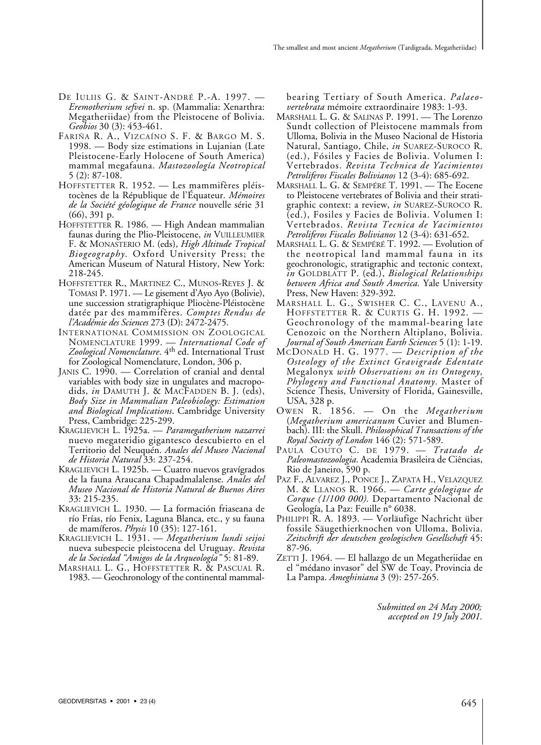DE IULIIS G. & SAINT-ANDRÉ P.-A. 1997. — *Eremotherium sefvei* n. sp. (Mammalia: Xenarthra: Megatheriidae) from the Pleistocene of Bolivia. *Geobios* 30 (3): 453-461.

FARIÑA R. A., VIZCAÍNO S. F. & BARGO M. S. 1998. — Body size estimations in Lujanian (Late Pleistocene-Early Holocene of South America) mammal megafauna. *Mastozoología Neotropical* 5 (2): 87-108.

HOFFSTETTER R. 1952. — Les mammifères pléistocènes de la République de l'Équateur. *Mémoires de la Société géologique de France* nouvelle série 31 (66), 391 p.

HOFFSTETTER R. 1986. — High Andean mammalian faunas during the Plio-Pleistocene, *in* VUILLEUMIER F. & MONASTERIO M. (eds), *High Altitude Tropical Biogeography*. Oxford University Press; the American Museum of Natural History, New York: 218-245.

HOFFSTETTER R., MARTINEZ C., MUNOS-REYES J. & TOMASI P. 1971. — Le gisement d'Ayo Ayo (Bolivie), une succession stratigraphique Pliocène-Pléistocène datée par des mammifères. *Comptes Rendus de l'Académie des Sciences* 273 (D): 2472-2475.

INTERNATIONAL COMMISSION ON ZOOLOGICAL NOMENCLATURE 1999. — *International Code of Zoological Nomenclature*. 4th ed. International Trust for Zoological Nomenclature, London, 306 p.

JANIS C. 1990. — Correlation of cranial and dental variables with body size in ungulates and macropodids, *in* DAMUTH J. & MACFADDEN B. J. (eds), *Body Size in Mammalian Paleobiology: Estimation and Biological Implications*. Cambridge University Press, Cambridge: 225-299.

KRAGLIEVICH L. 1925a. — *Paramegatherium nazarrei* nuevo megateridio gigantesco descubierto en el Territorio del Neuquén. *Anales del Museo Nacional de Historia Natural* 33: 237-254.

KRAGLIEVICH L. 1925b. — Cuatro nuevos gravígrados de la fauna Araucana Chapadmalalense. *Anales del Museo Nacional de Historia Natural de Buenos Aires* 33: 215-235.

KRAGLIEVICH L. 1930. — La formación friaseana de río Frías, río Fenix, Laguna Blanca, etc., y su fauna de mamíferos. *Physis* 10 (35): 127-161.

KRAGLIEVICH L. 1931. — *Megatherium lundi seijoi* nueva subespecie pleistocena del Uruguay. *Revista de la Sociedad "Amigos de la Arqueología"* 5: 81-89.

MARSHALL L. G., HOFFSTETTER R. & PASCUAL R. 1983. — Geochronology of the continental mammal-bearing Tertiary of South America. *Palaeovertebrata* mémoire extraordinaire 1983: 1-93.

MARSHALL L. G. & SALINAS P. 1991. — The Lorenzo Sundt collection of Pleistocene mammals from Ulloma, Bolivia in the Museo Nacional de Historia Natural, Santiago, Chile, *in* SUAREZ-SUROCO R. (ed.), Fósiles y Facies de Bolivia. Volumen I: Vertebrados. *Revista Technica de Yacimientos Petroliferos Fiscales Bolivianos* 12 (3-4): 685-692.

MARSHALL L. G. & SEMPÉRÉ T. 1991. — The Eocene to Pleistocene vertebrates of Bolivia and their stratigraphic context: a review, *in* SUAREZ-SUROCO R. (ed.), Fosiles y Facies de Bolivia. Volumen I: Vertebrados. *Revista Tecnica de Yacimientos Petroliferos Fiscales Bolivianos* 12 (3-4): 631-652.

MARSHALL L. G. & SEMPÉRÉ T. 1992. — Evolution of the neotropical land mammal fauna in its geochronologic, stratigraphic and tectonic context, *in* GOLDBLATT P. (ed.), *Biological Relationships between Africa and South America.* Yale University Press, New Haven: 329-392.

MARSHALL L. G., SWISHER C. C., LAVENU A., HOFFSTETTER R. & CURTIS G. H. 1992. — Geochronology of the mammal-bearing late Cenozoic on the Northern Altiplano, Bolivia. *Journal of South American Earth Sciences* 5 (1): 1-19.

MCDONALD H. G. 1977. — *Description of the Osteology of the Extinct Gravigrade Edentate* Megalonyx *with Observations on its Ontogeny, Phylogeny and Functional Anatomy.* Master of Science Thesis, University of Florida, Gainesville, USA, 328 p.

OWEN R. 1856. — On the *Megatherium* (*Megatherium americanum* Cuvier and Blumenbach). III: the Skull. *Philosophical Transactions of the Royal Society of London* 146 (2): 571-589.

PAULA COUTO C. DE 1979. — *Tratado de Paleomastozoologia*. Academia Brasileira de Ciências, Rio de Janeiro, 590 p.

PAZ F., ALVAREZ J., PONCE J., ZAPATA H., VELAZQUEZ M. & LLANOS R. 1966. — *Carte géologique de Corque (1/100 000).* Departamento Nacional de Geología, La Paz: Feuille n° 6038.

PHILIPPI R. A. 1893. — Vorläufige Nachricht über fossile Säugethierknochen von Ulloma, Bolivia. *Zeitschrift der deutschen geologischen Gesellschaft* 45: 87-96.

ZETTI J. 1964. — El hallazgo de un Megatheriidae en el "médano invasor" del SW de Toay, Provincia de La Pampa. *Ameghiniana* 3 (9): 257-265.

*Submitted on 24 May 2000;*
*accepted on 19 July 2001.*